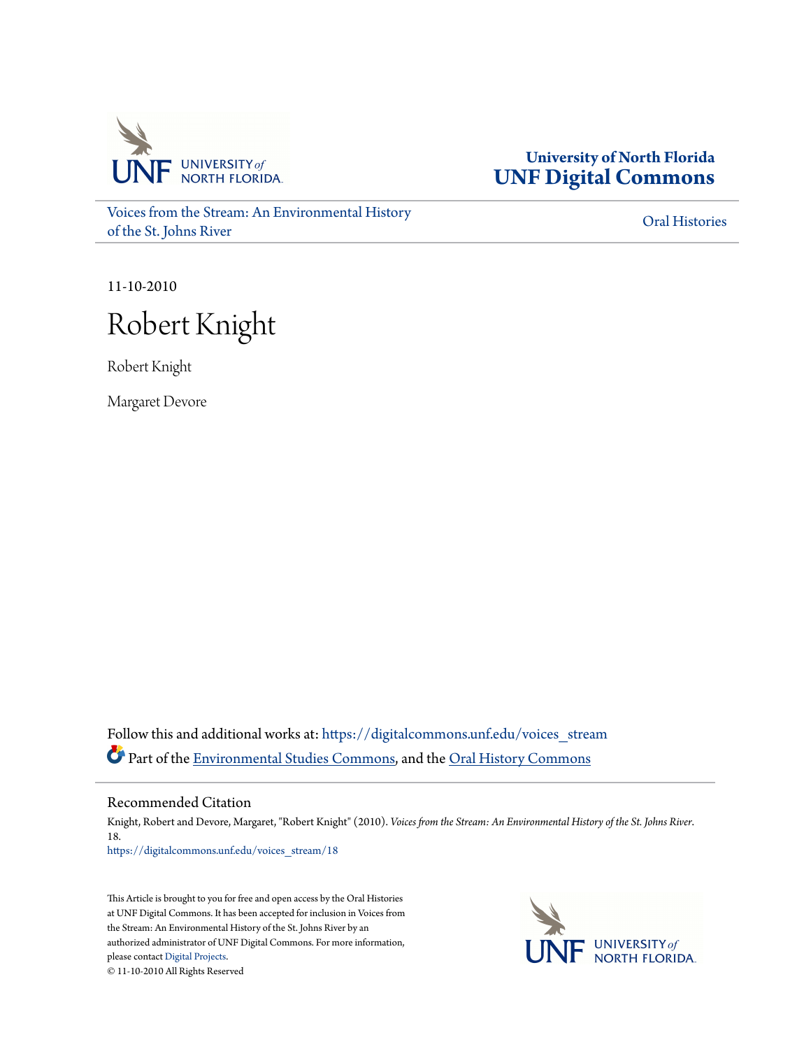University of North Florida
UNF Digital Commons

Voices from the Stream: An Environmental History of the St. Johns River

Oral Histories

11-10-2010

# Robert Knight

Robert Knight

Margaret Devore

Follow this and additional works at: https://digitalcommons.unf.edu/voices_stream

Part of the Environmental Studies Commons, and the Oral History Commons

## Recommended Citation

Knight, Robert and Devore, Margaret, "Robert Knight" (2010). *Voices from the Stream: An Environmental History of the St. Johns River*. 18.
https://digitalcommons.unf.edu/voices_stream/18

This Article is brought to you for free and open access by the Oral Histories at UNF Digital Commons. It has been accepted for inclusion in Voices from the Stream: An Environmental History of the St. Johns River by an authorized administrator of UNF Digital Commons. For more information, please contact Digital Projects.
© 11-10-2010 All Rights Reserved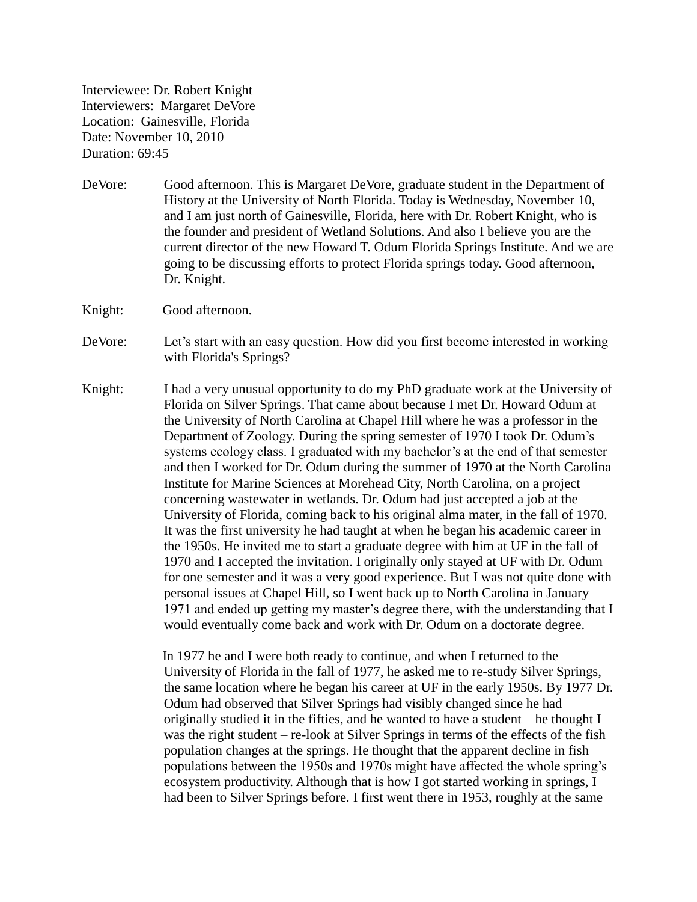Interviewee: Dr. Robert Knight
Interviewers: Margaret DeVore
Location: Gainesville, Florida
Date: November 10, 2010
Duration: 69:45

DeVore: Good afternoon. This is Margaret DeVore, graduate student in the Department of History at the University of North Florida. Today is Wednesday, November 10, and I am just north of Gainesville, Florida, here with Dr. Robert Knight, who is the founder and president of Wetland Solutions. And also I believe you are the current director of the new Howard T. Odum Florida Springs Institute. And we are going to be discussing efforts to protect Florida springs today. Good afternoon, Dr. Knight.

Knight: Good afternoon.

DeVore: Let's start with an easy question. How did you first become interested in working with Florida's Springs?

Knight: I had a very unusual opportunity to do my PhD graduate work at the University of Florida on Silver Springs. That came about because I met Dr. Howard Odum at the University of North Carolina at Chapel Hill where he was a professor in the Department of Zoology. During the spring semester of 1970 I took Dr. Odum's systems ecology class. I graduated with my bachelor's at the end of that semester and then I worked for Dr. Odum during the summer of 1970 at the North Carolina Institute for Marine Sciences at Morehead City, North Carolina, on a project concerning wastewater in wetlands. Dr. Odum had just accepted a job at the University of Florida, coming back to his original alma mater, in the fall of 1970. It was the first university he had taught at when he began his academic career in the 1950s. He invited me to start a graduate degree with him at UF in the fall of 1970 and I accepted the invitation. I originally only stayed at UF with Dr. Odum for one semester and it was a very good experience. But I was not quite done with personal issues at Chapel Hill, so I went back up to North Carolina in January 1971 and ended up getting my master's degree there, with the understanding that I would eventually come back and work with Dr. Odum on a doctorate degree.

In 1977 he and I were both ready to continue, and when I returned to the University of Florida in the fall of 1977, he asked me to re-study Silver Springs, the same location where he began his career at UF in the early 1950s. By 1977 Dr. Odum had observed that Silver Springs had visibly changed since he had originally studied it in the fifties, and he wanted to have a student – he thought I was the right student – re-look at Silver Springs in terms of the effects of the fish population changes at the springs. He thought that the apparent decline in fish populations between the 1950s and 1970s might have affected the whole spring's ecosystem productivity. Although that is how I got started working in springs, I had been to Silver Springs before. I first went there in 1953, roughly at the same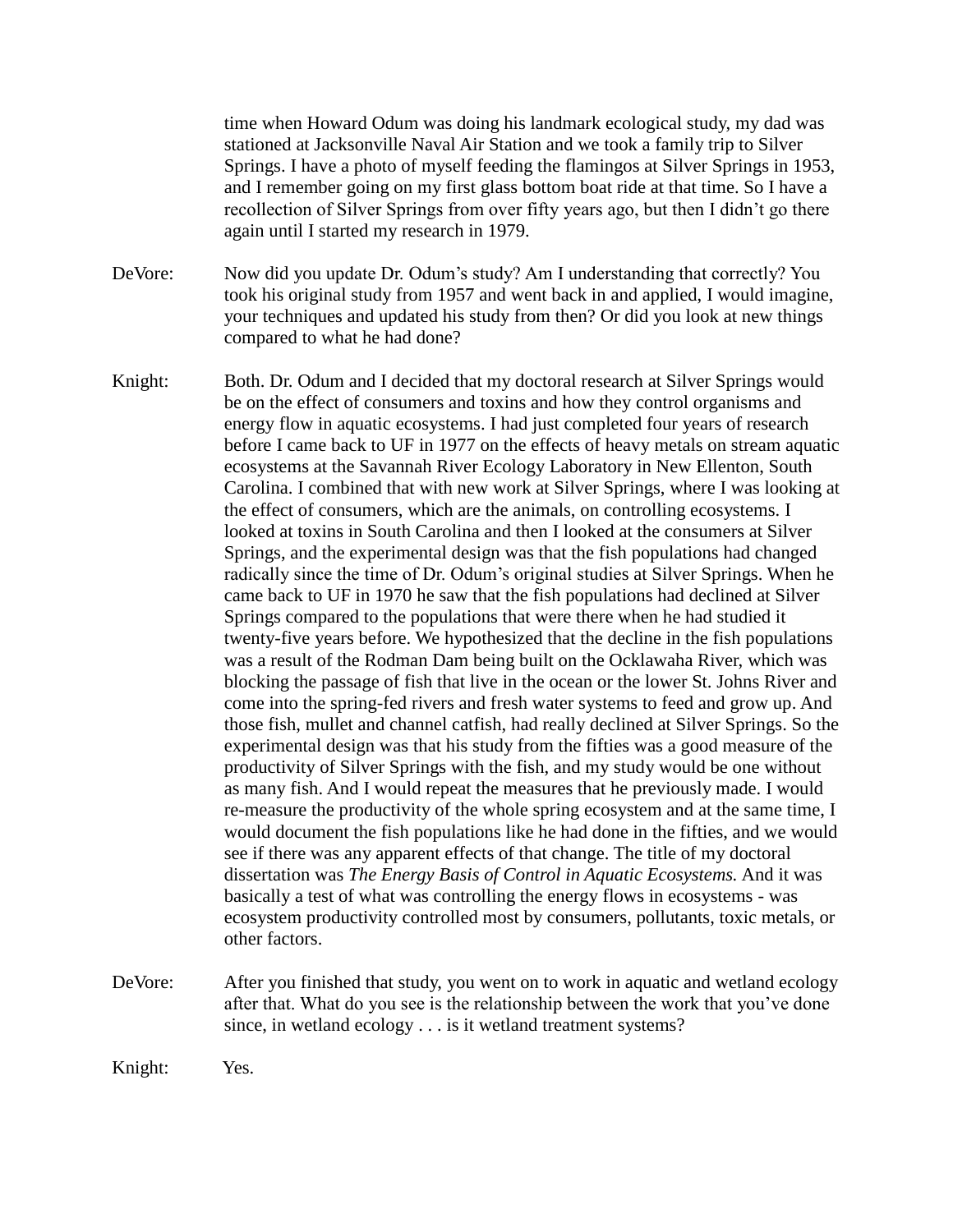time when Howard Odum was doing his landmark ecological study, my dad was stationed at Jacksonville Naval Air Station and we took a family trip to Silver Springs. I have a photo of myself feeding the flamingos at Silver Springs in 1953, and I remember going on my first glass bottom boat ride at that time. So I have a recollection of Silver Springs from over fifty years ago, but then I didn't go there again until I started my research in 1979.

DeVore: Now did you update Dr. Odum's study? Am I understanding that correctly? You took his original study from 1957 and went back in and applied, I would imagine, your techniques and updated his study from then? Or did you look at new things compared to what he had done?

Knight: Both. Dr. Odum and I decided that my doctoral research at Silver Springs would be on the effect of consumers and toxins and how they control organisms and energy flow in aquatic ecosystems. I had just completed four years of research before I came back to UF in 1977 on the effects of heavy metals on stream aquatic ecosystems at the Savannah River Ecology Laboratory in New Ellenton, South Carolina. I combined that with new work at Silver Springs, where I was looking at the effect of consumers, which are the animals, on controlling ecosystems. I looked at toxins in South Carolina and then I looked at the consumers at Silver Springs, and the experimental design was that the fish populations had changed radically since the time of Dr. Odum's original studies at Silver Springs. When he came back to UF in 1970 he saw that the fish populations had declined at Silver Springs compared to the populations that were there when he had studied it twenty-five years before. We hypothesized that the decline in the fish populations was a result of the Rodman Dam being built on the Ocklawaha River, which was blocking the passage of fish that live in the ocean or the lower St. Johns River and come into the spring-fed rivers and fresh water systems to feed and grow up. And those fish, mullet and channel catfish, had really declined at Silver Springs. So the experimental design was that his study from the fifties was a good measure of the productivity of Silver Springs with the fish, and my study would be one without as many fish. And I would repeat the measures that he previously made. I would re-measure the productivity of the whole spring ecosystem and at the same time, I would document the fish populations like he had done in the fifties, and we would see if there was any apparent effects of that change. The title of my doctoral dissertation was *The Energy Basis of Control in Aquatic Ecosystems.* And it was basically a test of what was controlling the energy flows in ecosystems - was ecosystem productivity controlled most by consumers, pollutants, toxic metals, or other factors.

DeVore: After you finished that study, you went on to work in aquatic and wetland ecology after that. What do you see is the relationship between the work that you've done since, in wetland ecology . . . is it wetland treatment systems?

Knight: Yes.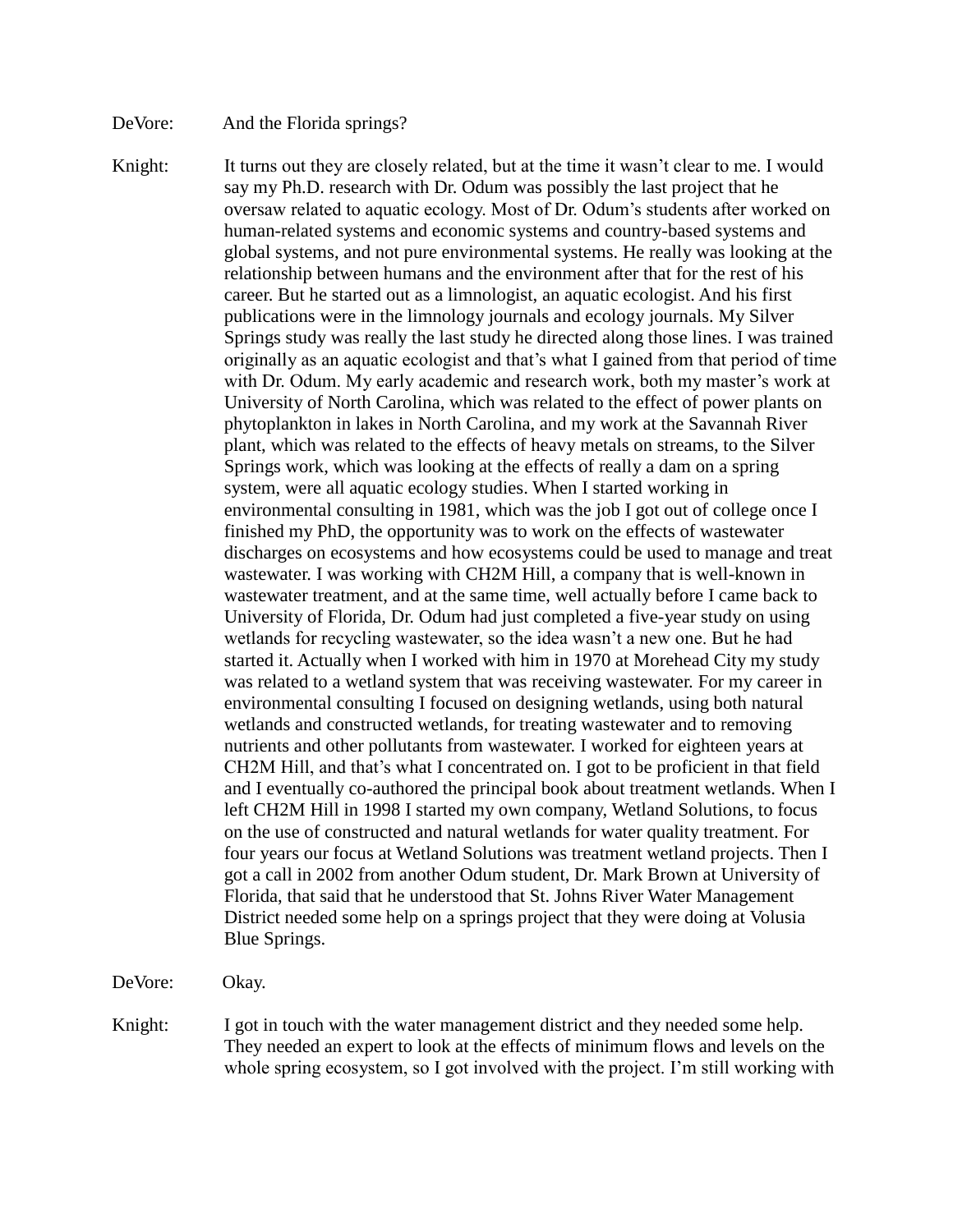DeVore: And the Florida springs?

Knight: It turns out they are closely related, but at the time it wasn't clear to me. I would say my Ph.D. research with Dr. Odum was possibly the last project that he oversaw related to aquatic ecology. Most of Dr. Odum's students after worked on human-related systems and economic systems and country-based systems and global systems, and not pure environmental systems. He really was looking at the relationship between humans and the environment after that for the rest of his career. But he started out as a limnologist, an aquatic ecologist. And his first publications were in the limnology journals and ecology journals. My Silver Springs study was really the last study he directed along those lines. I was trained originally as an aquatic ecologist and that's what I gained from that period of time with Dr. Odum. My early academic and research work, both my master's work at University of North Carolina, which was related to the effect of power plants on phytoplankton in lakes in North Carolina, and my work at the Savannah River plant, which was related to the effects of heavy metals on streams, to the Silver Springs work, which was looking at the effects of really a dam on a spring system, were all aquatic ecology studies. When I started working in environmental consulting in 1981, which was the job I got out of college once I finished my PhD, the opportunity was to work on the effects of wastewater discharges on ecosystems and how ecosystems could be used to manage and treat wastewater. I was working with CH2M Hill, a company that is well-known in wastewater treatment, and at the same time, well actually before I came back to University of Florida, Dr. Odum had just completed a five-year study on using wetlands for recycling wastewater, so the idea wasn't a new one. But he had started it. Actually when I worked with him in 1970 at Morehead City my study was related to a wetland system that was receiving wastewater. For my career in environmental consulting I focused on designing wetlands, using both natural wetlands and constructed wetlands, for treating wastewater and to removing nutrients and other pollutants from wastewater. I worked for eighteen years at CH2M Hill, and that's what I concentrated on. I got to be proficient in that field and I eventually co-authored the principal book about treatment wetlands. When I left CH2M Hill in 1998 I started my own company, Wetland Solutions, to focus on the use of constructed and natural wetlands for water quality treatment. For four years our focus at Wetland Solutions was treatment wetland projects. Then I got a call in 2002 from another Odum student, Dr. Mark Brown at University of Florida, that said that he understood that St. Johns River Water Management District needed some help on a springs project that they were doing at Volusia Blue Springs.

DeVore: Okay.

Knight: I got in touch with the water management district and they needed some help. They needed an expert to look at the effects of minimum flows and levels on the whole spring ecosystem, so I got involved with the project. I'm still working with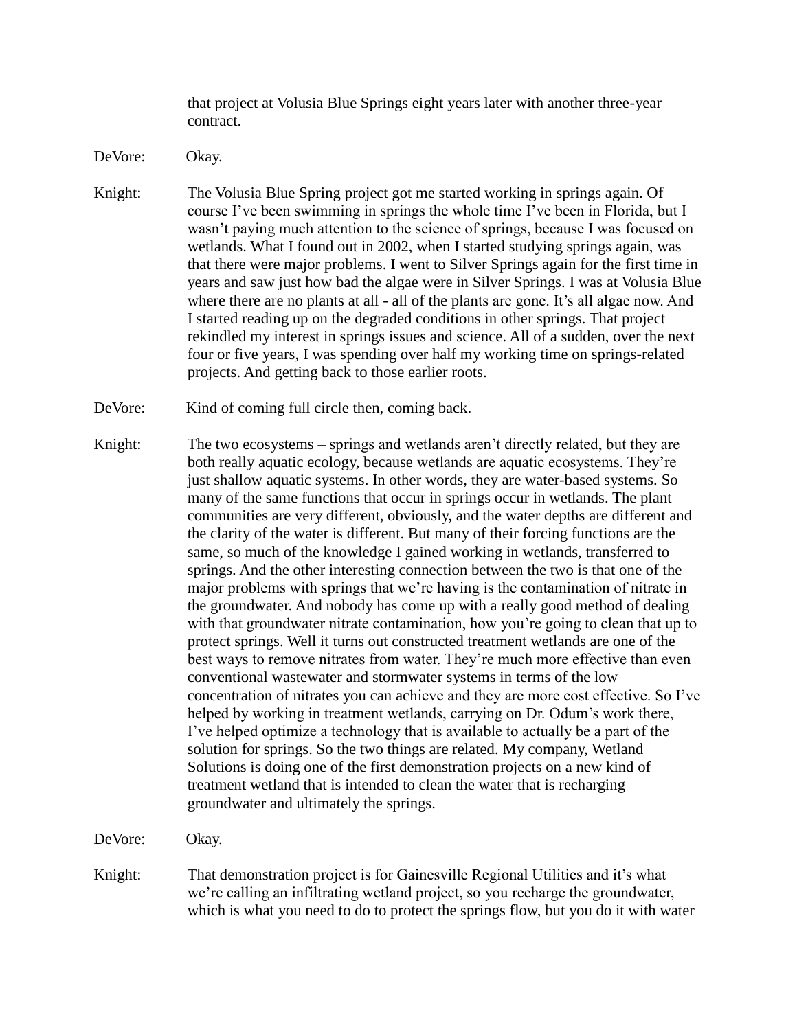that project at Volusia Blue Springs eight years later with another three-year contract.

DeVore: Okay.

Knight: The Volusia Blue Spring project got me started working in springs again. Of course I've been swimming in springs the whole time I've been in Florida, but I wasn't paying much attention to the science of springs, because I was focused on wetlands. What I found out in 2002, when I started studying springs again, was that there were major problems. I went to Silver Springs again for the first time in years and saw just how bad the algae were in Silver Springs. I was at Volusia Blue where there are no plants at all - all of the plants are gone. It's all algae now. And I started reading up on the degraded conditions in other springs. That project rekindled my interest in springs issues and science. All of a sudden, over the next four or five years, I was spending over half my working time on springs-related projects. And getting back to those earlier roots.

DeVore: Kind of coming full circle then, coming back.

Knight: The two ecosystems – springs and wetlands aren't directly related, but they are both really aquatic ecology, because wetlands are aquatic ecosystems. They're just shallow aquatic systems. In other words, they are water-based systems. So many of the same functions that occur in springs occur in wetlands. The plant communities are very different, obviously, and the water depths are different and the clarity of the water is different. But many of their forcing functions are the same, so much of the knowledge I gained working in wetlands, transferred to springs. And the other interesting connection between the two is that one of the major problems with springs that we're having is the contamination of nitrate in the groundwater. And nobody has come up with a really good method of dealing with that groundwater nitrate contamination, how you're going to clean that up to protect springs. Well it turns out constructed treatment wetlands are one of the best ways to remove nitrates from water. They're much more effective than even conventional wastewater and stormwater systems in terms of the low concentration of nitrates you can achieve and they are more cost effective. So I've helped by working in treatment wetlands, carrying on Dr. Odum's work there, I've helped optimize a technology that is available to actually be a part of the solution for springs. So the two things are related. My company, Wetland Solutions is doing one of the first demonstration projects on a new kind of treatment wetland that is intended to clean the water that is recharging groundwater and ultimately the springs.

DeVore: Okay.

Knight: That demonstration project is for Gainesville Regional Utilities and it's what we're calling an infiltrating wetland project, so you recharge the groundwater, which is what you need to do to protect the springs flow, but you do it with water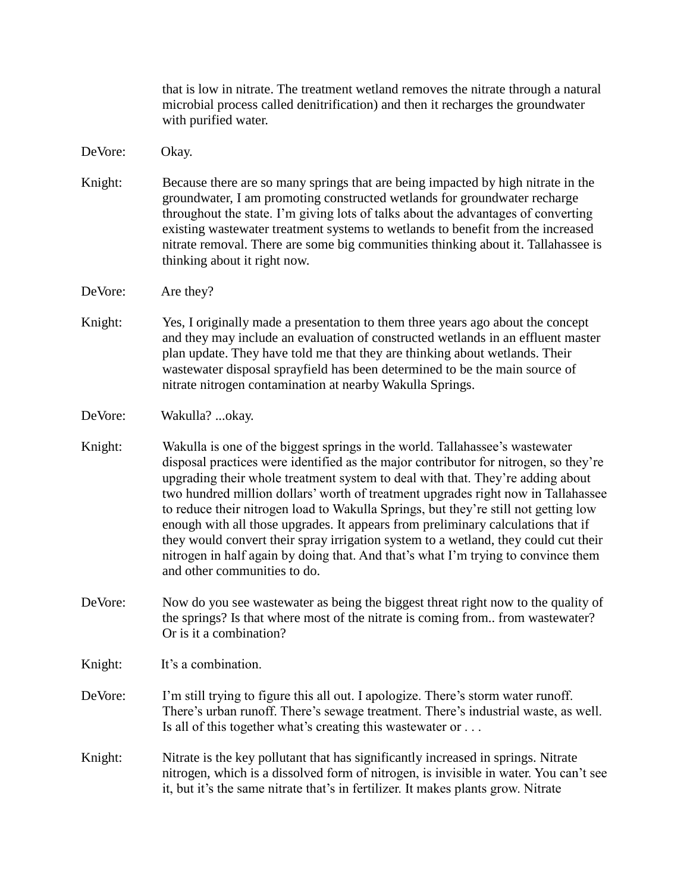that is low in nitrate. The treatment wetland removes the nitrate through a natural microbial process called denitrification) and then it recharges the groundwater with purified water.

DeVore: Okay.

Knight: Because there are so many springs that are being impacted by high nitrate in the groundwater, I am promoting constructed wetlands for groundwater recharge throughout the state. I'm giving lots of talks about the advantages of converting existing wastewater treatment systems to wetlands to benefit from the increased nitrate removal. There are some big communities thinking about it. Tallahassee is thinking about it right now.

DeVore: Are they?

Knight: Yes, I originally made a presentation to them three years ago about the concept and they may include an evaluation of constructed wetlands in an effluent master plan update. They have told me that they are thinking about wetlands. Their wastewater disposal sprayfield has been determined to be the main source of nitrate nitrogen contamination at nearby Wakulla Springs.

DeVore: Wakulla? ...okay.

Knight: Wakulla is one of the biggest springs in the world. Tallahassee's wastewater disposal practices were identified as the major contributor for nitrogen, so they're upgrading their whole treatment system to deal with that. They're adding about two hundred million dollars' worth of treatment upgrades right now in Tallahassee to reduce their nitrogen load to Wakulla Springs, but they're still not getting low enough with all those upgrades. It appears from preliminary calculations that if they would convert their spray irrigation system to a wetland, they could cut their nitrogen in half again by doing that. And that's what I'm trying to convince them and other communities to do.

DeVore: Now do you see wastewater as being the biggest threat right now to the quality of the springs? Is that where most of the nitrate is coming from.. from wastewater? Or is it a combination?

Knight: It's a combination.

DeVore: I'm still trying to figure this all out. I apologize. There's storm water runoff. There's urban runoff. There's sewage treatment. There's industrial waste, as well. Is all of this together what's creating this wastewater or . . .

Knight: Nitrate is the key pollutant that has significantly increased in springs. Nitrate nitrogen, which is a dissolved form of nitrogen, is invisible in water. You can't see it, but it's the same nitrate that's in fertilizer. It makes plants grow. Nitrate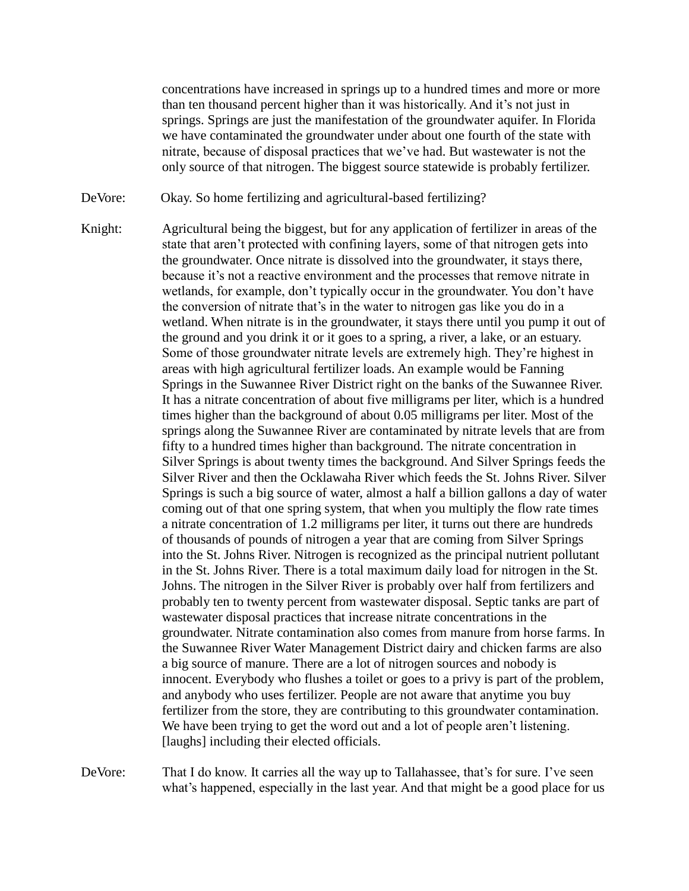concentrations have increased in springs up to a hundred times and more or more than ten thousand percent higher than it was historically. And it's not just in springs. Springs are just the manifestation of the groundwater aquifer. In Florida we have contaminated the groundwater under about one fourth of the state with nitrate, because of disposal practices that we've had. But wastewater is not the only source of that nitrogen. The biggest source statewide is probably fertilizer.

DeVore: Okay. So home fertilizing and agricultural-based fertilizing?

Knight: Agricultural being the biggest, but for any application of fertilizer in areas of the state that aren't protected with confining layers, some of that nitrogen gets into the groundwater. Once nitrate is dissolved into the groundwater, it stays there, because it's not a reactive environment and the processes that remove nitrate in wetlands, for example, don't typically occur in the groundwater. You don't have the conversion of nitrate that's in the water to nitrogen gas like you do in a wetland. When nitrate is in the groundwater, it stays there until you pump it out of the ground and you drink it or it goes to a spring, a river, a lake, or an estuary. Some of those groundwater nitrate levels are extremely high. They're highest in areas with high agricultural fertilizer loads. An example would be Fanning Springs in the Suwannee River District right on the banks of the Suwannee River. It has a nitrate concentration of about five milligrams per liter, which is a hundred times higher than the background of about 0.05 milligrams per liter. Most of the springs along the Suwannee River are contaminated by nitrate levels that are from fifty to a hundred times higher than background. The nitrate concentration in Silver Springs is about twenty times the background. And Silver Springs feeds the Silver River and then the Ocklawaha River which feeds the St. Johns River. Silver Springs is such a big source of water, almost a half a billion gallons a day of water coming out of that one spring system, that when you multiply the flow rate times a nitrate concentration of 1.2 milligrams per liter, it turns out there are hundreds of thousands of pounds of nitrogen a year that are coming from Silver Springs into the St. Johns River. Nitrogen is recognized as the principal nutrient pollutant in the St. Johns River. There is a total maximum daily load for nitrogen in the St. Johns. The nitrogen in the Silver River is probably over half from fertilizers and probably ten to twenty percent from wastewater disposal. Septic tanks are part of wastewater disposal practices that increase nitrate concentrations in the groundwater. Nitrate contamination also comes from manure from horse farms. In the Suwannee River Water Management District dairy and chicken farms are also a big source of manure. There are a lot of nitrogen sources and nobody is innocent. Everybody who flushes a toilet or goes to a privy is part of the problem, and anybody who uses fertilizer. People are not aware that anytime you buy fertilizer from the store, they are contributing to this groundwater contamination. We have been trying to get the word out and a lot of people aren't listening. [laughs] including their elected officials.

DeVore: That I do know. It carries all the way up to Tallahassee, that's for sure. I've seen what's happened, especially in the last year. And that might be a good place for us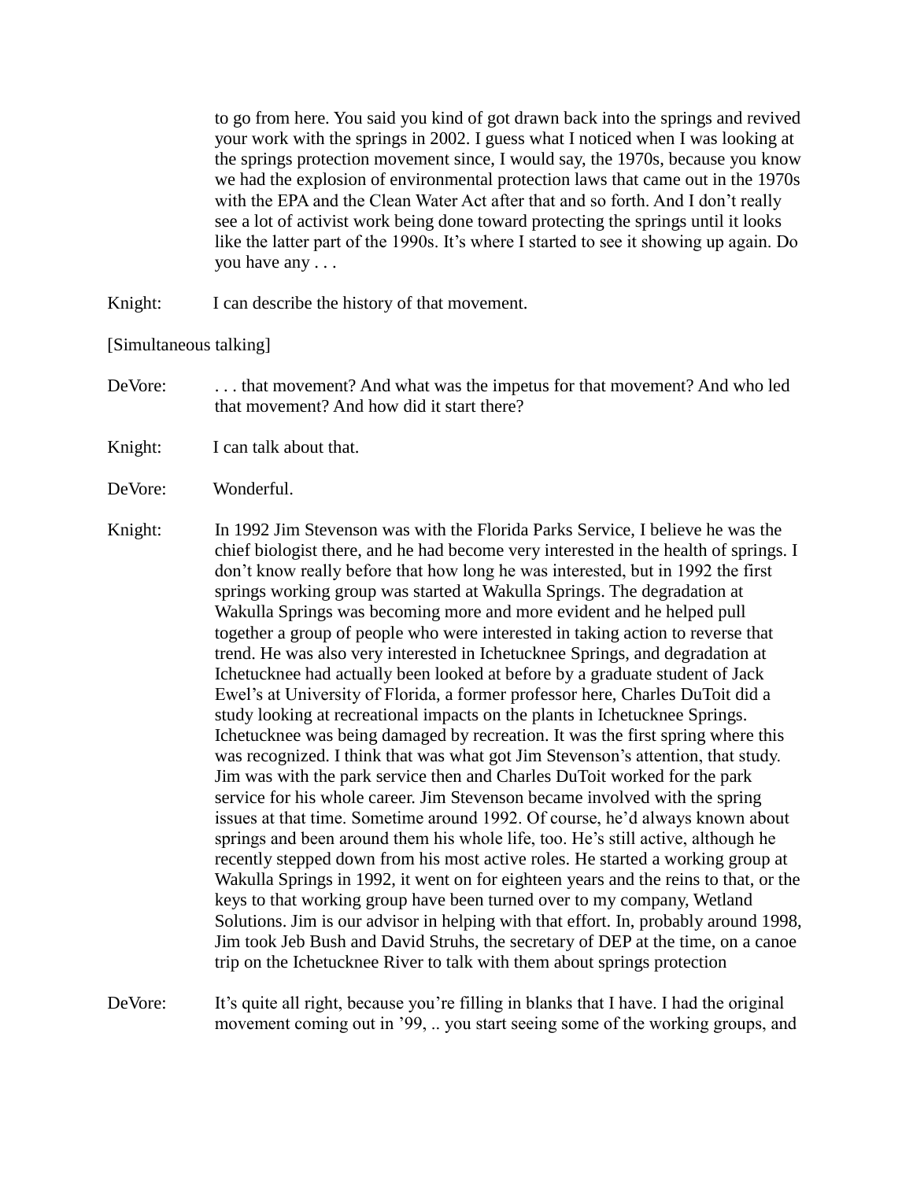to go from here. You said you kind of got drawn back into the springs and revived your work with the springs in 2002. I guess what I noticed when I was looking at the springs protection movement since, I would say, the 1970s, because you know we had the explosion of environmental protection laws that came out in the 1970s with the EPA and the Clean Water Act after that and so forth. And I don't really see a lot of activist work being done toward protecting the springs until it looks like the latter part of the 1990s. It's where I started to see it showing up again. Do you have any . . .

Knight: I can describe the history of that movement.

[Simultaneous talking]

DeVore: . . . that movement? And what was the impetus for that movement? And who led that movement? And how did it start there?

Knight: I can talk about that.

DeVore: Wonderful.

Knight: In 1992 Jim Stevenson was with the Florida Parks Service, I believe he was the chief biologist there, and he had become very interested in the health of springs. I don't know really before that how long he was interested, but in 1992 the first springs working group was started at Wakulla Springs. The degradation at Wakulla Springs was becoming more and more evident and he helped pull together a group of people who were interested in taking action to reverse that trend. He was also very interested in Ichetucknee Springs, and degradation at Ichetucknee had actually been looked at before by a graduate student of Jack Ewel's at University of Florida, a former professor here, Charles DuToit did a study looking at recreational impacts on the plants in Ichetucknee Springs. Ichetucknee was being damaged by recreation. It was the first spring where this was recognized. I think that was what got Jim Stevenson's attention, that study. Jim was with the park service then and Charles DuToit worked for the park service for his whole career. Jim Stevenson became involved with the spring issues at that time. Sometime around 1992. Of course, he'd always known about springs and been around them his whole life, too. He's still active, although he recently stepped down from his most active roles. He started a working group at Wakulla Springs in 1992, it went on for eighteen years and the reins to that, or the keys to that working group have been turned over to my company, Wetland Solutions. Jim is our advisor in helping with that effort. In, probably around 1998, Jim took Jeb Bush and David Struhs, the secretary of DEP at the time, on a canoe trip on the Ichetucknee River to talk with them about springs protection

DeVore: It's quite all right, because you're filling in blanks that I have. I had the original movement coming out in '99, .. you start seeing some of the working groups, and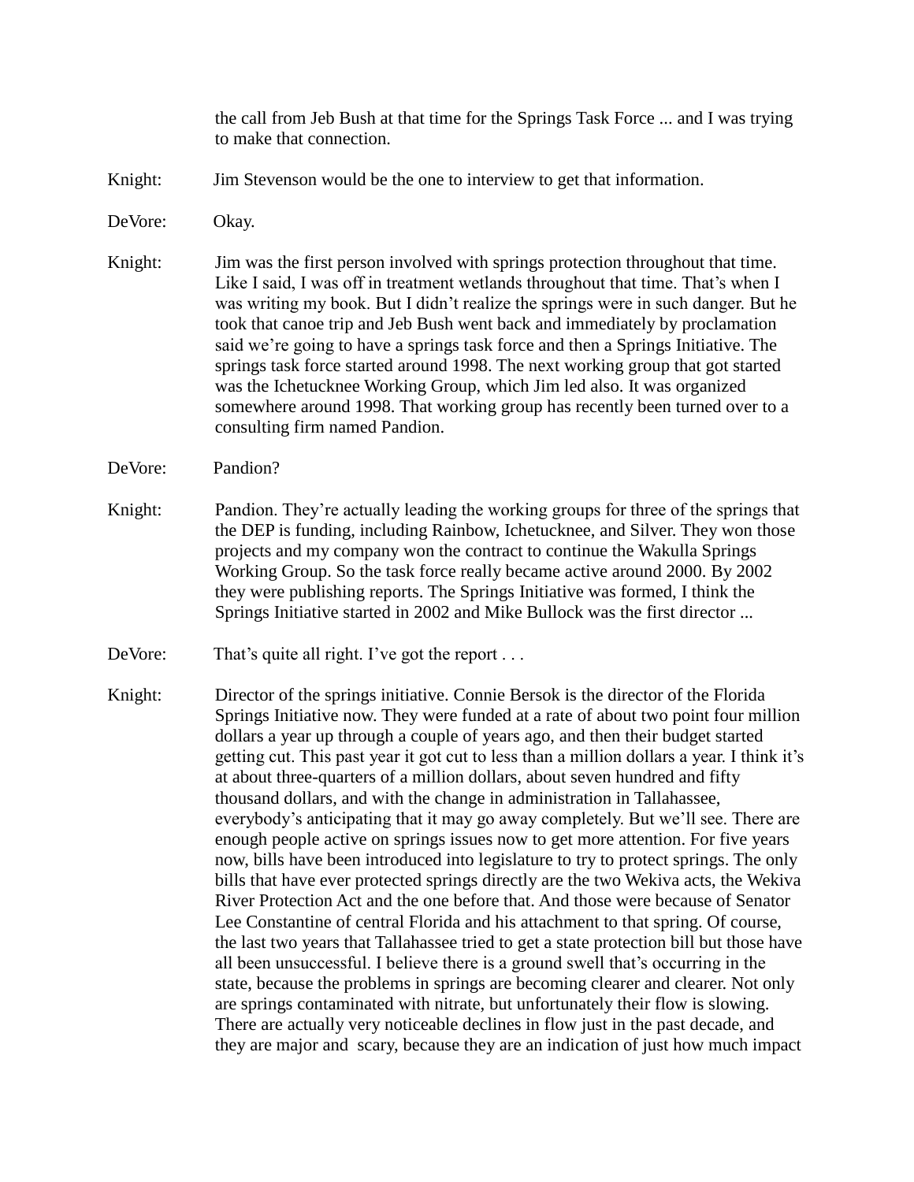the call from Jeb Bush at that time for the Springs Task Force ... and I was trying to make that connection.

Knight: Jim Stevenson would be the one to interview to get that information.

DeVore: Okay.

Knight: Jim was the first person involved with springs protection throughout that time. Like I said, I was off in treatment wetlands throughout that time. That's when I was writing my book. But I didn't realize the springs were in such danger. But he took that canoe trip and Jeb Bush went back and immediately by proclamation said we're going to have a springs task force and then a Springs Initiative. The springs task force started around 1998. The next working group that got started was the Ichetucknee Working Group, which Jim led also. It was organized somewhere around 1998. That working group has recently been turned over to a consulting firm named Pandion.

DeVore: Pandion?

Knight: Pandion. They're actually leading the working groups for three of the springs that the DEP is funding, including Rainbow, Ichetucknee, and Silver. They won those projects and my company won the contract to continue the Wakulla Springs Working Group. So the task force really became active around 2000. By 2002 they were publishing reports. The Springs Initiative was formed, I think the Springs Initiative started in 2002 and Mike Bullock was the first director ...

DeVore: That's quite all right. I've got the report . . .

Knight: Director of the springs initiative. Connie Bersok is the director of the Florida Springs Initiative now. They were funded at a rate of about two point four million dollars a year up through a couple of years ago, and then their budget started getting cut. This past year it got cut to less than a million dollars a year. I think it's at about three-quarters of a million dollars, about seven hundred and fifty thousand dollars, and with the change in administration in Tallahassee, everybody's anticipating that it may go away completely. But we'll see. There are enough people active on springs issues now to get more attention. For five years now, bills have been introduced into legislature to try to protect springs. The only bills that have ever protected springs directly are the two Wekiva acts, the Wekiva River Protection Act and the one before that. And those were because of Senator Lee Constantine of central Florida and his attachment to that spring. Of course, the last two years that Tallahassee tried to get a state protection bill but those have all been unsuccessful. I believe there is a ground swell that's occurring in the state, because the problems in springs are becoming clearer and clearer. Not only are springs contaminated with nitrate, but unfortunately their flow is slowing. There are actually very noticeable declines in flow just in the past decade, and they are major and scary, because they are an indication of just how much impact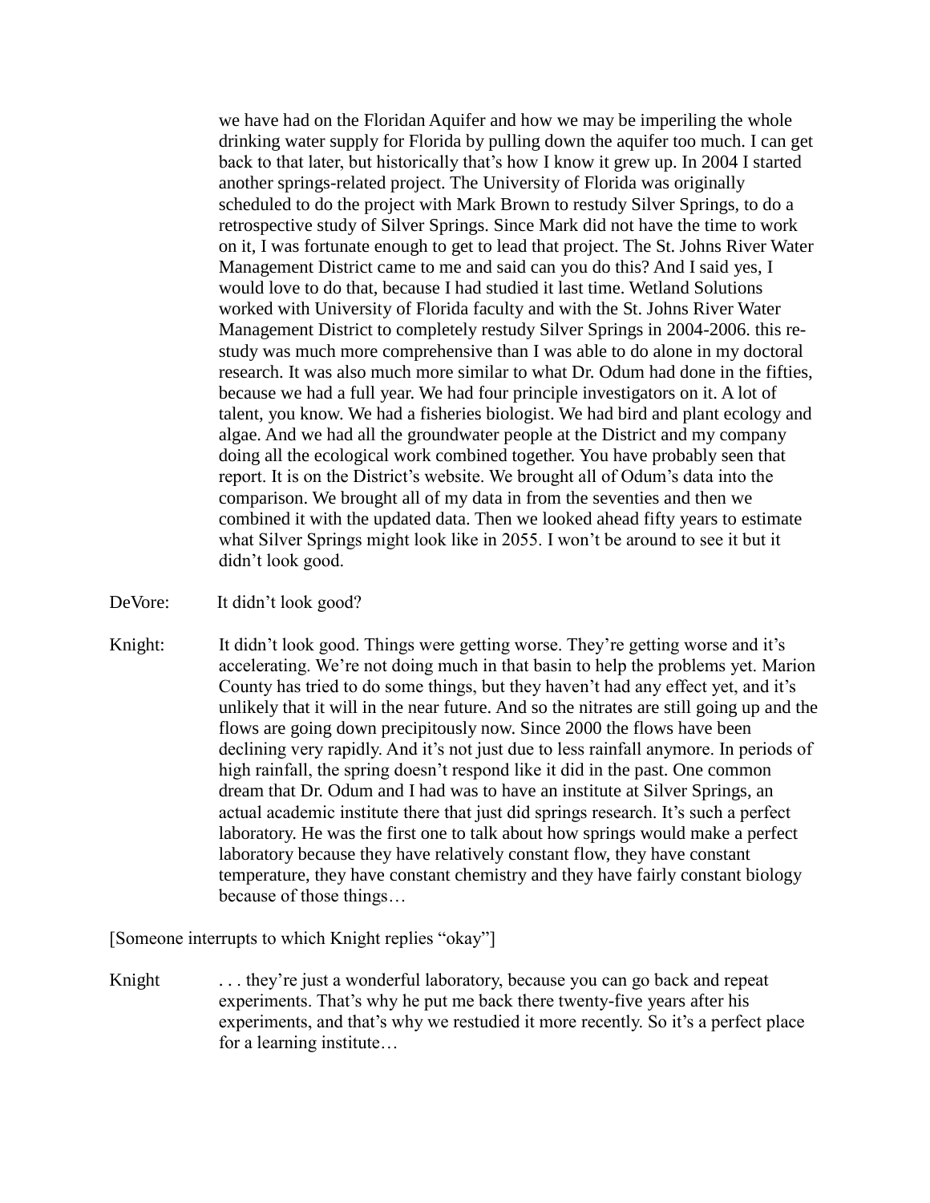we have had on the Floridan Aquifer and how we may be imperiling the whole drinking water supply for Florida by pulling down the aquifer too much. I can get back to that later, but historically that's how I know it grew up. In 2004 I started another springs-related project. The University of Florida was originally scheduled to do the project with Mark Brown to restudy Silver Springs, to do a retrospective study of Silver Springs. Since Mark did not have the time to work on it, I was fortunate enough to get to lead that project. The St. Johns River Water Management District came to me and said can you do this? And I said yes, I would love to do that, because I had studied it last time. Wetland Solutions worked with University of Florida faculty and with the St. Johns River Water Management District to completely restudy Silver Springs in 2004-2006. this re-study was much more comprehensive than I was able to do alone in my doctoral research. It was also much more similar to what Dr. Odum had done in the fifties, because we had a full year. We had four principle investigators on it. A lot of talent, you know. We had a fisheries biologist. We had bird and plant ecology and algae. And we had all the groundwater people at the District and my company doing all the ecological work combined together. You have probably seen that report. It is on the District's website. We brought all of Odum's data into the comparison. We brought all of my data in from the seventies and then we combined it with the updated data. Then we looked ahead fifty years to estimate what Silver Springs might look like in 2055. I won't be around to see it but it didn't look good.

DeVore: It didn't look good?

Knight: It didn't look good. Things were getting worse. They're getting worse and it's accelerating. We're not doing much in that basin to help the problems yet. Marion County has tried to do some things, but they haven't had any effect yet, and it's unlikely that it will in the near future. And so the nitrates are still going up and the flows are going down precipitously now. Since 2000 the flows have been declining very rapidly. And it's not just due to less rainfall anymore. In periods of high rainfall, the spring doesn't respond like it did in the past. One common dream that Dr. Odum and I had was to have an institute at Silver Springs, an actual academic institute there that just did springs research. It's such a perfect laboratory. He was the first one to talk about how springs would make a perfect laboratory because they have relatively constant flow, they have constant temperature, they have constant chemistry and they have fairly constant biology because of those things…

[Someone interrupts to which Knight replies "okay"]

Knight . . . they're just a wonderful laboratory, because you can go back and repeat experiments. That's why he put me back there twenty-five years after his experiments, and that's why we restudied it more recently. So it's a perfect place for a learning institute…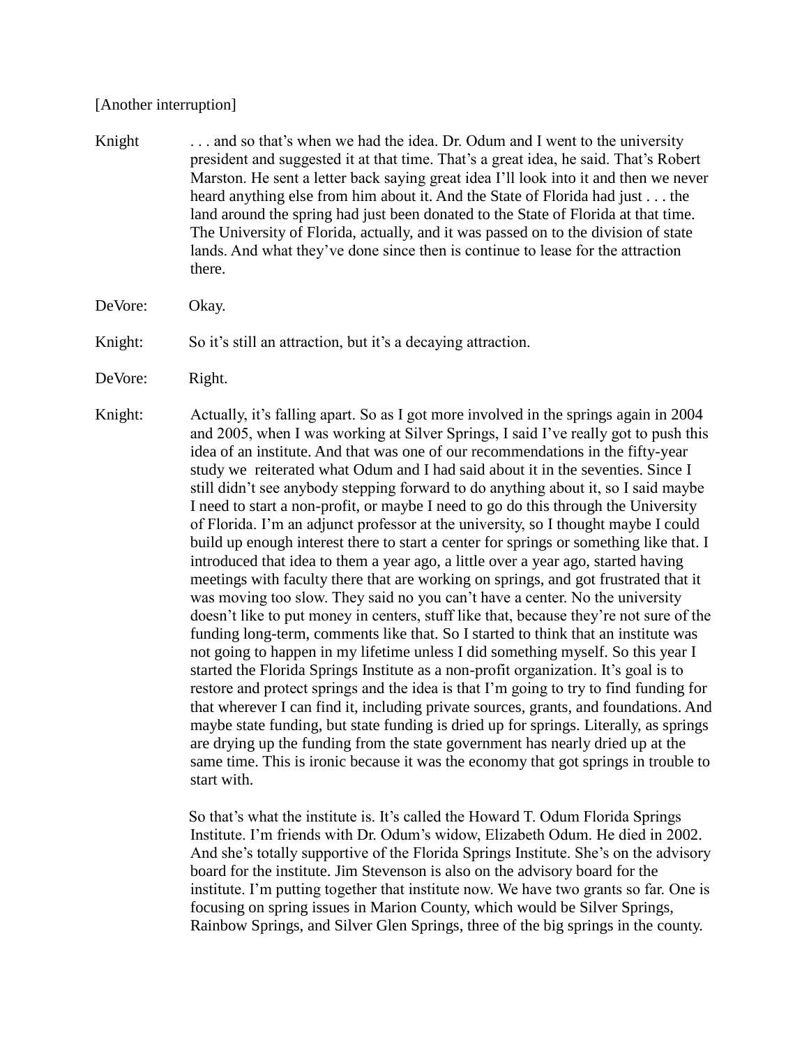[Another interruption]

Knight . . . and so that's when we had the idea. Dr. Odum and I went to the university president and suggested it at that time. That's a great idea, he said. That's Robert Marston. He sent a letter back saying great idea I'll look into it and then we never heard anything else from him about it. And the State of Florida had just . . . the land around the spring had just been donated to the State of Florida at that time. The University of Florida, actually, and it was passed on to the division of state lands. And what they've done since then is continue to lease for the attraction there.

DeVore: Okay.

Knight: So it's still an attraction, but it's a decaying attraction.

DeVore: Right.

Knight: Actually, it's falling apart. So as I got more involved in the springs again in 2004 and 2005, when I was working at Silver Springs, I said I've really got to push this idea of an institute. And that was one of our recommendations in the fifty-year study we reiterated what Odum and I had said about it in the seventies. Since I still didn't see anybody stepping forward to do anything about it, so I said maybe I need to start a non-profit, or maybe I need to go do this through the University of Florida. I'm an adjunct professor at the university, so I thought maybe I could build up enough interest there to start a center for springs or something like that. I introduced that idea to them a year ago, a little over a year ago, started having meetings with faculty there that are working on springs, and got frustrated that it was moving too slow. They said no you can't have a center. No the university doesn't like to put money in centers, stuff like that, because they're not sure of the funding long-term, comments like that. So I started to think that an institute was not going to happen in my lifetime unless I did something myself. So this year I started the Florida Springs Institute as a non-profit organization. It's goal is to restore and protect springs and the idea is that I'm going to try to find funding for that wherever I can find it, including private sources, grants, and foundations. And maybe state funding, but state funding is dried up for springs. Literally, as springs are drying up the funding from the state government has nearly dried up at the same time. This is ironic because it was the economy that got springs in trouble to start with.

So that's what the institute is. It's called the Howard T. Odum Florida Springs Institute. I'm friends with Dr. Odum's widow, Elizabeth Odum. He died in 2002. And she's totally supportive of the Florida Springs Institute. She's on the advisory board for the institute. Jim Stevenson is also on the advisory board for the institute. I'm putting together that institute now. We have two grants so far. One is focusing on spring issues in Marion County, which would be Silver Springs, Rainbow Springs, and Silver Glen Springs, three of the big springs in the county.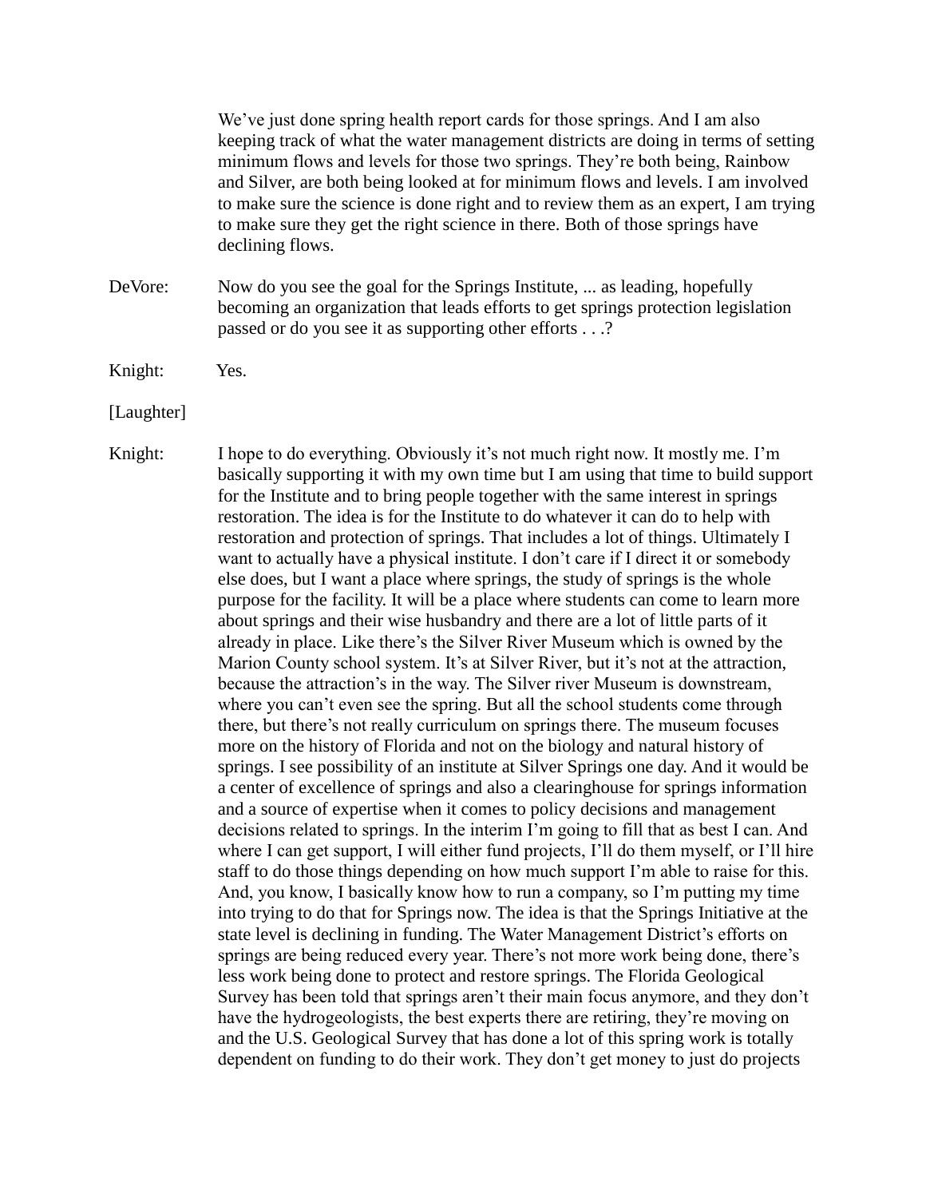We've just done spring health report cards for those springs. And I am also keeping track of what the water management districts are doing in terms of setting minimum flows and levels for those two springs. They're both being, Rainbow and Silver, are both being looked at for minimum flows and levels. I am involved to make sure the science is done right and to review them as an expert, I am trying to make sure they get the right science in there. Both of those springs have declining flows.

DeVore: Now do you see the goal for the Springs Institute, ... as leading, hopefully becoming an organization that leads efforts to get springs protection legislation passed or do you see it as supporting other efforts . . .?

Knight: Yes.

[Laughter]

Knight: I hope to do everything. Obviously it's not much right now. It mostly me. I'm basically supporting it with my own time but I am using that time to build support for the Institute and to bring people together with the same interest in springs restoration. The idea is for the Institute to do whatever it can do to help with restoration and protection of springs. That includes a lot of things. Ultimately I want to actually have a physical institute. I don't care if I direct it or somebody else does, but I want a place where springs, the study of springs is the whole purpose for the facility. It will be a place where students can come to learn more about springs and their wise husbandry and there are a lot of little parts of it already in place. Like there's the Silver River Museum which is owned by the Marion County school system. It's at Silver River, but it's not at the attraction, because the attraction's in the way. The Silver river Museum is downstream, where you can't even see the spring. But all the school students come through there, but there's not really curriculum on springs there. The museum focuses more on the history of Florida and not on the biology and natural history of springs. I see possibility of an institute at Silver Springs one day. And it would be a center of excellence of springs and also a clearinghouse for springs information and a source of expertise when it comes to policy decisions and management decisions related to springs. In the interim I'm going to fill that as best I can. And where I can get support, I will either fund projects, I'll do them myself, or I'll hire staff to do those things depending on how much support I'm able to raise for this. And, you know, I basically know how to run a company, so I'm putting my time into trying to do that for Springs now. The idea is that the Springs Initiative at the state level is declining in funding. The Water Management District's efforts on springs are being reduced every year. There's not more work being done, there's less work being done to protect and restore springs. The Florida Geological Survey has been told that springs aren't their main focus anymore, and they don't have the hydrogeologists, the best experts there are retiring, they're moving on and the U.S. Geological Survey that has done a lot of this spring work is totally dependent on funding to do their work. They don't get money to just do projects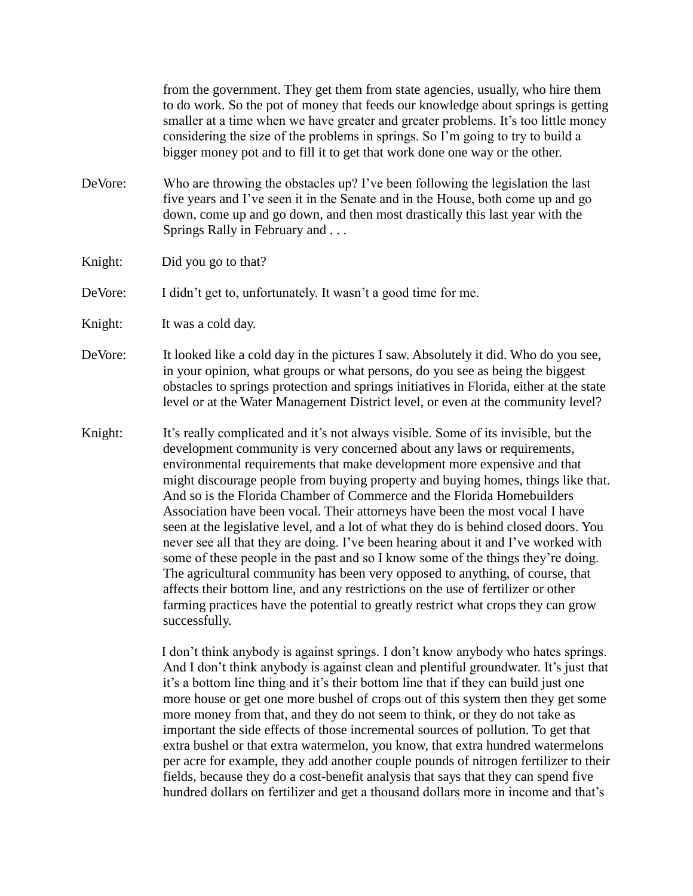from the government. They get them from state agencies, usually, who hire them to do work. So the pot of money that feeds our knowledge about springs is getting smaller at a time when we have greater and greater problems. It's too little money considering the size of the problems in springs. So I'm going to try to build a bigger money pot and to fill it to get that work done one way or the other.

DeVore: Who are throwing the obstacles up? I've been following the legislation the last five years and I've seen it in the Senate and in the House, both come up and go down, come up and go down, and then most drastically this last year with the Springs Rally in February and . . .

Knight: Did you go to that?

DeVore: I didn't get to, unfortunately. It wasn't a good time for me.

Knight: It was a cold day.

DeVore: It looked like a cold day in the pictures I saw. Absolutely it did. Who do you see, in your opinion, what groups or what persons, do you see as being the biggest obstacles to springs protection and springs initiatives in Florida, either at the state level or at the Water Management District level, or even at the community level?

Knight: It's really complicated and it's not always visible. Some of its invisible, but the development community is very concerned about any laws or requirements, environmental requirements that make development more expensive and that might discourage people from buying property and buying homes, things like that. And so is the Florida Chamber of Commerce and the Florida Homebuilders Association have been vocal. Their attorneys have been the most vocal I have seen at the legislative level, and a lot of what they do is behind closed doors. You never see all that they are doing. I've been hearing about it and I've worked with some of these people in the past and so I know some of the things they're doing. The agricultural community has been very opposed to anything, of course, that affects their bottom line, and any restrictions on the use of fertilizer or other farming practices have the potential to greatly restrict what crops they can grow successfully.

I don't think anybody is against springs. I don't know anybody who hates springs. And I don't think anybody is against clean and plentiful groundwater. It's just that it's a bottom line thing and it's their bottom line that if they can build just one more house or get one more bushel of crops out of this system then they get some more money from that, and they do not seem to think, or they do not take as important the side effects of those incremental sources of pollution. To get that extra bushel or that extra watermelon, you know, that extra hundred watermelons per acre for example, they add another couple pounds of nitrogen fertilizer to their fields, because they do a cost-benefit analysis that says that they can spend five hundred dollars on fertilizer and get a thousand dollars more in income and that's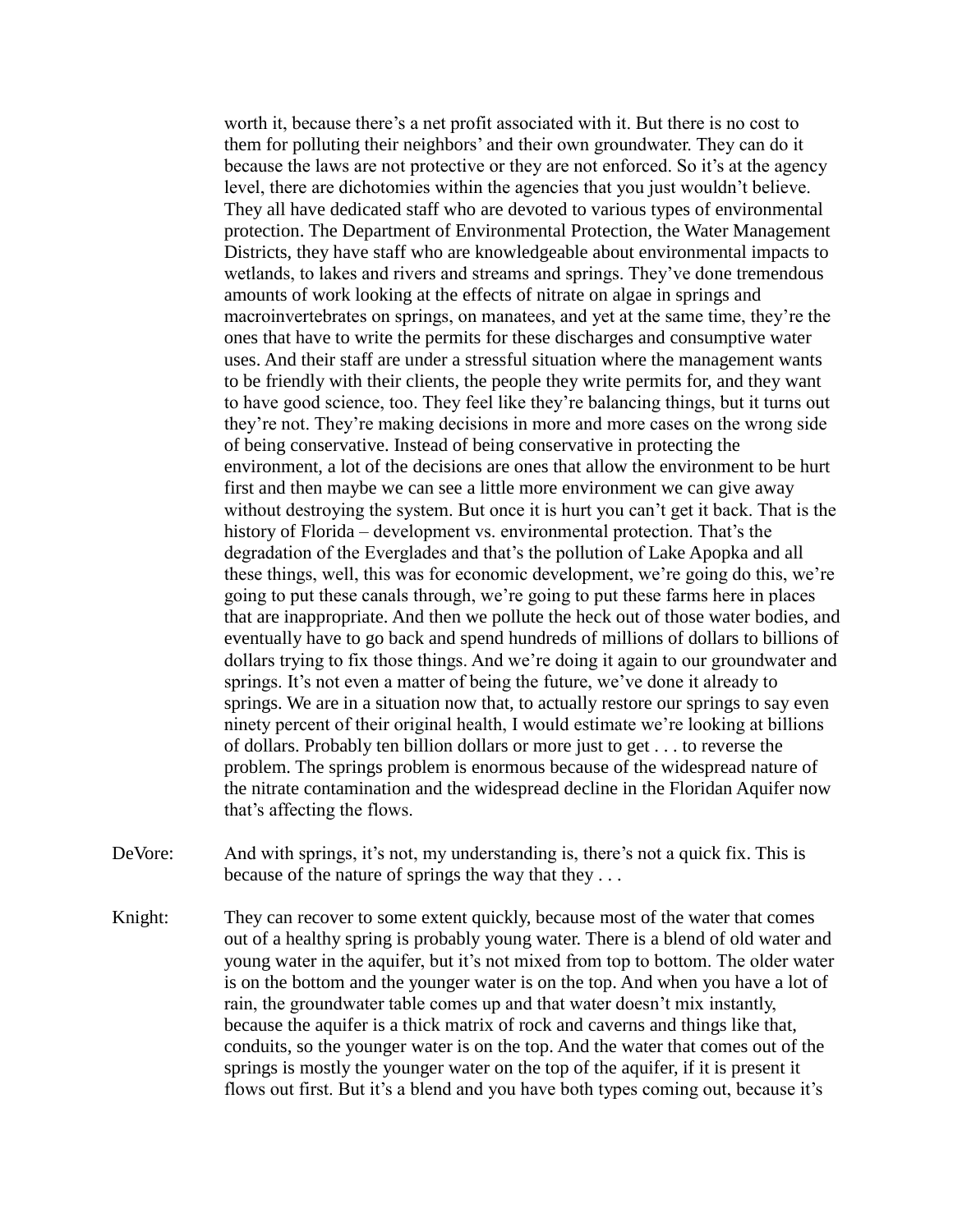worth it, because there's a net profit associated with it. But there is no cost to them for polluting their neighbors' and their own groundwater. They can do it because the laws are not protective or they are not enforced. So it's at the agency level, there are dichotomies within the agencies that you just wouldn't believe. They all have dedicated staff who are devoted to various types of environmental protection. The Department of Environmental Protection, the Water Management Districts, they have staff who are knowledgeable about environmental impacts to wetlands, to lakes and rivers and streams and springs. They've done tremendous amounts of work looking at the effects of nitrate on algae in springs and macroinvertebrates on springs, on manatees, and yet at the same time, they're the ones that have to write the permits for these discharges and consumptive water uses. And their staff are under a stressful situation where the management wants to be friendly with their clients, the people they write permits for, and they want to have good science, too. They feel like they're balancing things, but it turns out they're not. They're making decisions in more and more cases on the wrong side of being conservative. Instead of being conservative in protecting the environment, a lot of the decisions are ones that allow the environment to be hurt first and then maybe we can see a little more environment we can give away without destroying the system. But once it is hurt you can't get it back. That is the history of Florida – development vs. environmental protection. That's the degradation of the Everglades and that's the pollution of Lake Apopka and all these things, well, this was for economic development, we're going do this, we're going to put these canals through, we're going to put these farms here in places that are inappropriate. And then we pollute the heck out of those water bodies, and eventually have to go back and spend hundreds of millions of dollars to billions of dollars trying to fix those things. And we're doing it again to our groundwater and springs. It's not even a matter of being the future, we've done it already to springs. We are in a situation now that, to actually restore our springs to say even ninety percent of their original health, I would estimate we're looking at billions of dollars. Probably ten billion dollars or more just to get . . . to reverse the problem. The springs problem is enormous because of the widespread nature of the nitrate contamination and the widespread decline in the Floridan Aquifer now that's affecting the flows.

DeVore: And with springs, it's not, my understanding is, there's not a quick fix. This is because of the nature of springs the way that they . . .

Knight: They can recover to some extent quickly, because most of the water that comes out of a healthy spring is probably young water. There is a blend of old water and young water in the aquifer, but it's not mixed from top to bottom. The older water is on the bottom and the younger water is on the top. And when you have a lot of rain, the groundwater table comes up and that water doesn't mix instantly, because the aquifer is a thick matrix of rock and caverns and things like that, conduits, so the younger water is on the top. And the water that comes out of the springs is mostly the younger water on the top of the aquifer, if it is present it flows out first. But it's a blend and you have both types coming out, because it's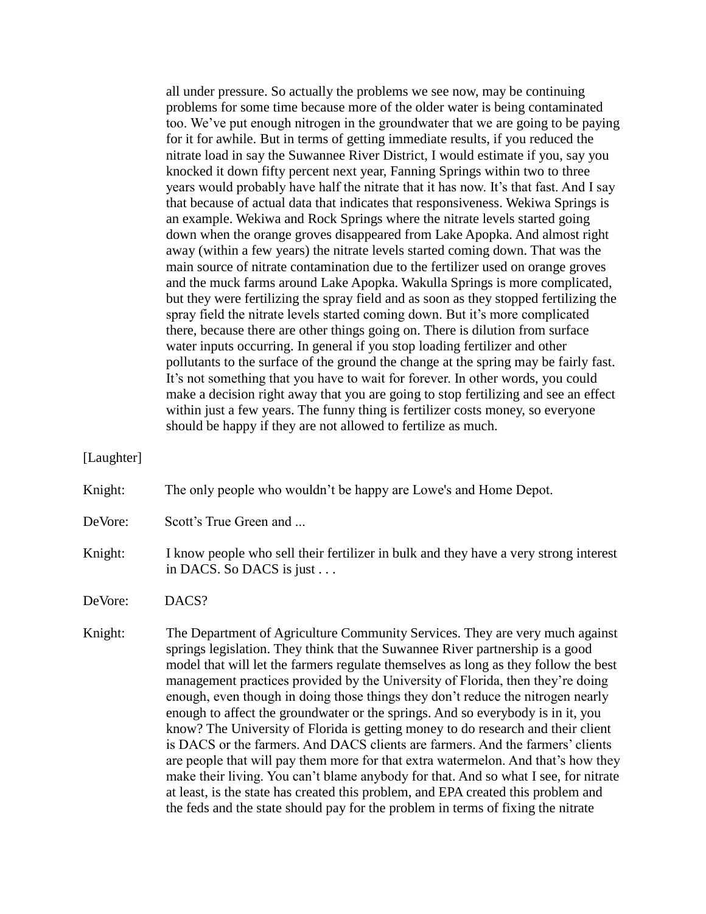all under pressure. So actually the problems we see now, may be continuing problems for some time because more of the older water is being contaminated too. We've put enough nitrogen in the groundwater that we are going to be paying for it for awhile. But in terms of getting immediate results, if you reduced the nitrate load in say the Suwannee River District, I would estimate if you, say you knocked it down fifty percent next year, Fanning Springs within two to three years would probably have half the nitrate that it has now. It's that fast. And I say that because of actual data that indicates that responsiveness. Wekiwa Springs is an example. Wekiwa and Rock Springs where the nitrate levels started going down when the orange groves disappeared from Lake Apopka. And almost right away (within a few years) the nitrate levels started coming down. That was the main source of nitrate contamination due to the fertilizer used on orange groves and the muck farms around Lake Apopka. Wakulla Springs is more complicated, but they were fertilizing the spray field and as soon as they stopped fertilizing the spray field the nitrate levels started coming down. But it's more complicated there, because there are other things going on. There is dilution from surface water inputs occurring. In general if you stop loading fertilizer and other pollutants to the surface of the ground the change at the spring may be fairly fast. It's not something that you have to wait for forever. In other words, you could make a decision right away that you are going to stop fertilizing and see an effect within just a few years. The funny thing is fertilizer costs money, so everyone should be happy if they are not allowed to fertilize as much.

[Laughter]

Knight: The only people who wouldn't be happy are Lowe's and Home Depot.

DeVore: Scott's True Green and ...

Knight: I know people who sell their fertilizer in bulk and they have a very strong interest in DACS. So DACS is just . . .

DeVore: DACS?

Knight: The Department of Agriculture Community Services. They are very much against springs legislation. They think that the Suwannee River partnership is a good model that will let the farmers regulate themselves as long as they follow the best management practices provided by the University of Florida, then they're doing enough, even though in doing those things they don't reduce the nitrogen nearly enough to affect the groundwater or the springs. And so everybody is in it, you know? The University of Florida is getting money to do research and their client is DACS or the farmers. And DACS clients are farmers. And the farmers' clients are people that will pay them more for that extra watermelon. And that's how they make their living. You can't blame anybody for that. And so what I see, for nitrate at least, is the state has created this problem, and EPA created this problem and the feds and the state should pay for the problem in terms of fixing the nitrate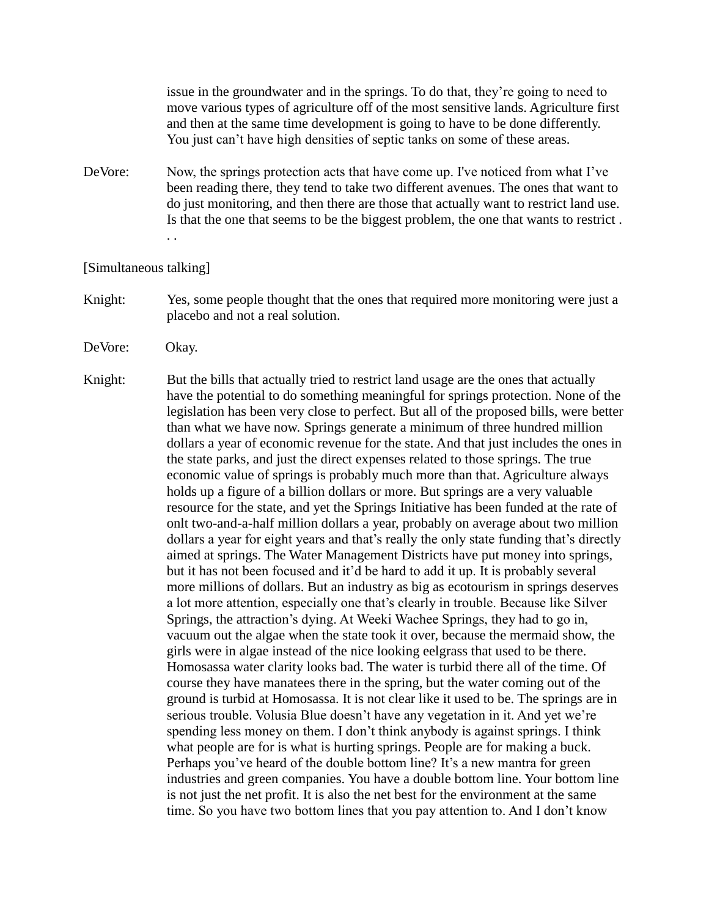issue in the groundwater and in the springs. To do that, they're going to need to move various types of agriculture off of the most sensitive lands. Agriculture first and then at the same time development is going to have to be done differently. You just can't have high densities of septic tanks on some of these areas.

DeVore: Now, the springs protection acts that have come up. I've noticed from what I've been reading there, they tend to take two different avenues. The ones that want to do just monitoring, and then there are those that actually want to restrict land use. Is that the one that seems to be the biggest problem, the one that wants to restrict . . .

[Simultaneous talking]

Knight: Yes, some people thought that the ones that required more monitoring were just a placebo and not a real solution.

DeVore: Okay.

Knight: But the bills that actually tried to restrict land usage are the ones that actually have the potential to do something meaningful for springs protection. None of the legislation has been very close to perfect. But all of the proposed bills, were better than what we have now. Springs generate a minimum of three hundred million dollars a year of economic revenue for the state. And that just includes the ones in the state parks, and just the direct expenses related to those springs. The true economic value of springs is probably much more than that. Agriculture always holds up a figure of a billion dollars or more. But springs are a very valuable resource for the state, and yet the Springs Initiative has been funded at the rate of onlt two-and-a-half million dollars a year, probably on average about two million dollars a year for eight years and that's really the only state funding that's directly aimed at springs. The Water Management Districts have put money into springs, but it has not been focused and it'd be hard to add it up. It is probably several more millions of dollars. But an industry as big as ecotourism in springs deserves a lot more attention, especially one that's clearly in trouble. Because like Silver Springs, the attraction's dying. At Weeki Wachee Springs, they had to go in, vacuum out the algae when the state took it over, because the mermaid show, the girls were in algae instead of the nice looking eelgrass that used to be there. Homosassa water clarity looks bad. The water is turbid there all of the time. Of course they have manatees there in the spring, but the water coming out of the ground is turbid at Homosassa. It is not clear like it used to be. The springs are in serious trouble. Volusia Blue doesn't have any vegetation in it. And yet we're spending less money on them. I don't think anybody is against springs. I think what people are for is what is hurting springs. People are for making a buck. Perhaps you've heard of the double bottom line? It's a new mantra for green industries and green companies. You have a double bottom line. Your bottom line is not just the net profit. It is also the net best for the environment at the same time. So you have two bottom lines that you pay attention to. And I don't know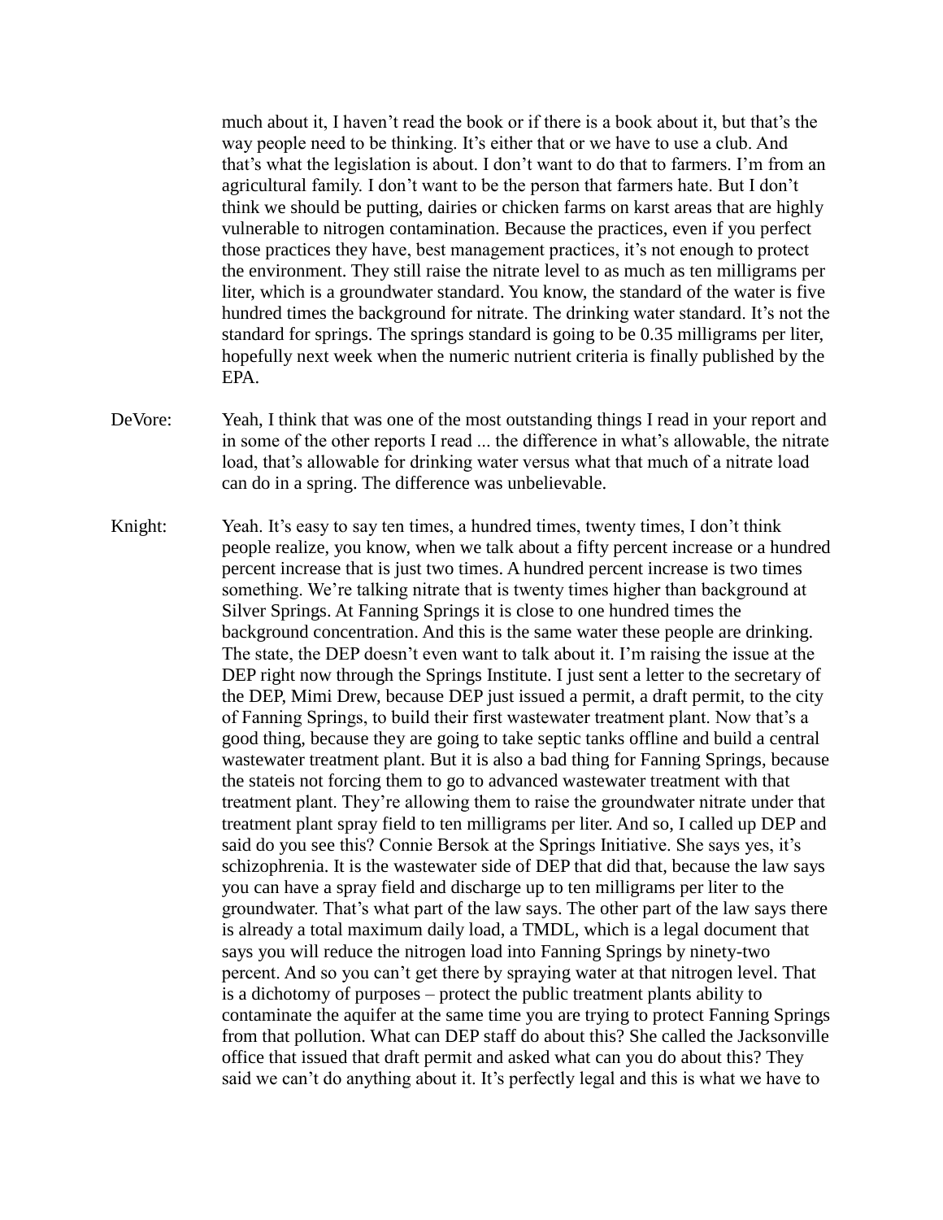much about it, I haven't read the book or if there is a book about it, but that's the way people need to be thinking. It's either that or we have to use a club. And that's what the legislation is about. I don't want to do that to farmers. I'm from an agricultural family. I don't want to be the person that farmers hate. But I don't think we should be putting, dairies or chicken farms on karst areas that are highly vulnerable to nitrogen contamination. Because the practices, even if you perfect those practices they have, best management practices, it's not enough to protect the environment. They still raise the nitrate level to as much as ten milligrams per liter, which is a groundwater standard. You know, the standard of the water is five hundred times the background for nitrate. The drinking water standard. It's not the standard for springs. The springs standard is going to be 0.35 milligrams per liter, hopefully next week when the numeric nutrient criteria is finally published by the EPA.

DeVore: Yeah, I think that was one of the most outstanding things I read in your report and in some of the other reports I read ... the difference in what's allowable, the nitrate load, that's allowable for drinking water versus what that much of a nitrate load can do in a spring. The difference was unbelievable.

Knight: Yeah. It's easy to say ten times, a hundred times, twenty times, I don't think people realize, you know, when we talk about a fifty percent increase or a hundred percent increase that is just two times. A hundred percent increase is two times something. We're talking nitrate that is twenty times higher than background at Silver Springs. At Fanning Springs it is close to one hundred times the background concentration. And this is the same water these people are drinking. The state, the DEP doesn't even want to talk about it. I'm raising the issue at the DEP right now through the Springs Institute. I just sent a letter to the secretary of the DEP, Mimi Drew, because DEP just issued a permit, a draft permit, to the city of Fanning Springs, to build their first wastewater treatment plant. Now that's a good thing, because they are going to take septic tanks offline and build a central wastewater treatment plant. But it is also a bad thing for Fanning Springs, because the stateis not forcing them to go to advanced wastewater treatment with that treatment plant. They're allowing them to raise the groundwater nitrate under that treatment plant spray field to ten milligrams per liter. And so, I called up DEP and said do you see this? Connie Bersok at the Springs Initiative. She says yes, it's schizophrenia. It is the wastewater side of DEP that did that, because the law says you can have a spray field and discharge up to ten milligrams per liter to the groundwater. That's what part of the law says. The other part of the law says there is already a total maximum daily load, a TMDL, which is a legal document that says you will reduce the nitrogen load into Fanning Springs by ninety-two percent. And so you can't get there by spraying water at that nitrogen level. That is a dichotomy of purposes – protect the public treatment plants ability to contaminate the aquifer at the same time you are trying to protect Fanning Springs from that pollution. What can DEP staff do about this? She called the Jacksonville office that issued that draft permit and asked what can you do about this? They said we can't do anything about it. It's perfectly legal and this is what we have to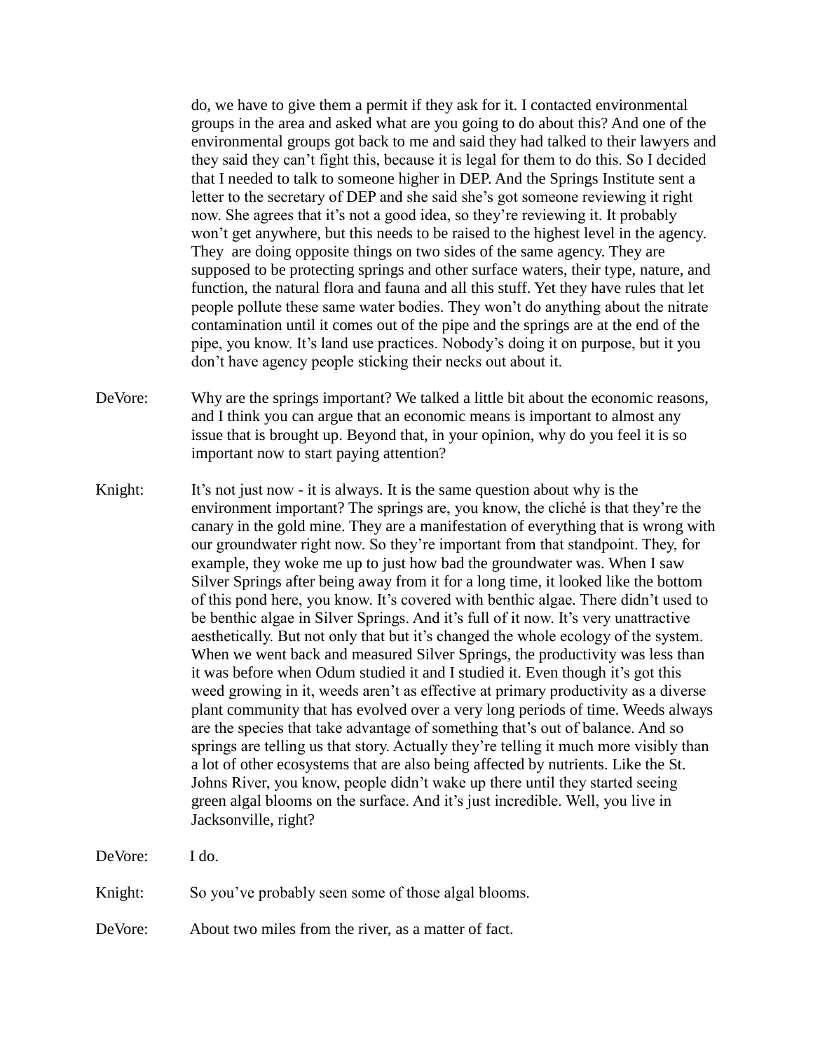do, we have to give them a permit if they ask for it. I contacted environmental groups in the area and asked what are you going to do about this? And one of the environmental groups got back to me and said they had talked to their lawyers and they said they can't fight this, because it is legal for them to do this. So I decided that I needed to talk to someone higher in DEP. And the Springs Institute sent a letter to the secretary of DEP and she said she's got someone reviewing it right now. She agrees that it's not a good idea, so they're reviewing it. It probably won't get anywhere, but this needs to be raised to the highest level in the agency. They are doing opposite things on two sides of the same agency. They are supposed to be protecting springs and other surface waters, their type, nature, and function, the natural flora and fauna and all this stuff. Yet they have rules that let people pollute these same water bodies. They won't do anything about the nitrate contamination until it comes out of the pipe and the springs are at the end of the pipe, you know. It's land use practices. Nobody's doing it on purpose, but it you don't have agency people sticking their necks out about it.

DeVore: Why are the springs important? We talked a little bit about the economic reasons, and I think you can argue that an economic means is important to almost any issue that is brought up. Beyond that, in your opinion, why do you feel it is so important now to start paying attention?

Knight: It's not just now - it is always. It is the same question about why is the environment important? The springs are, you know, the cliché is that they're the canary in the gold mine. They are a manifestation of everything that is wrong with our groundwater right now. So they're important from that standpoint. They, for example, they woke me up to just how bad the groundwater was. When I saw Silver Springs after being away from it for a long time, it looked like the bottom of this pond here, you know. It's covered with benthic algae. There didn't used to be benthic algae in Silver Springs. And it's full of it now. It's very unattractive aesthetically. But not only that but it's changed the whole ecology of the system. When we went back and measured Silver Springs, the productivity was less than it was before when Odum studied it and I studied it. Even though it's got this weed growing in it, weeds aren't as effective at primary productivity as a diverse plant community that has evolved over a very long periods of time. Weeds always are the species that take advantage of something that's out of balance. And so springs are telling us that story. Actually they're telling it much more visibly than a lot of other ecosystems that are also being affected by nutrients. Like the St. Johns River, you know, people didn't wake up there until they started seeing green algal blooms on the surface. And it's just incredible. Well, you live in Jacksonville, right?

DeVore: I do.

Knight: So you've probably seen some of those algal blooms.

DeVore: About two miles from the river, as a matter of fact.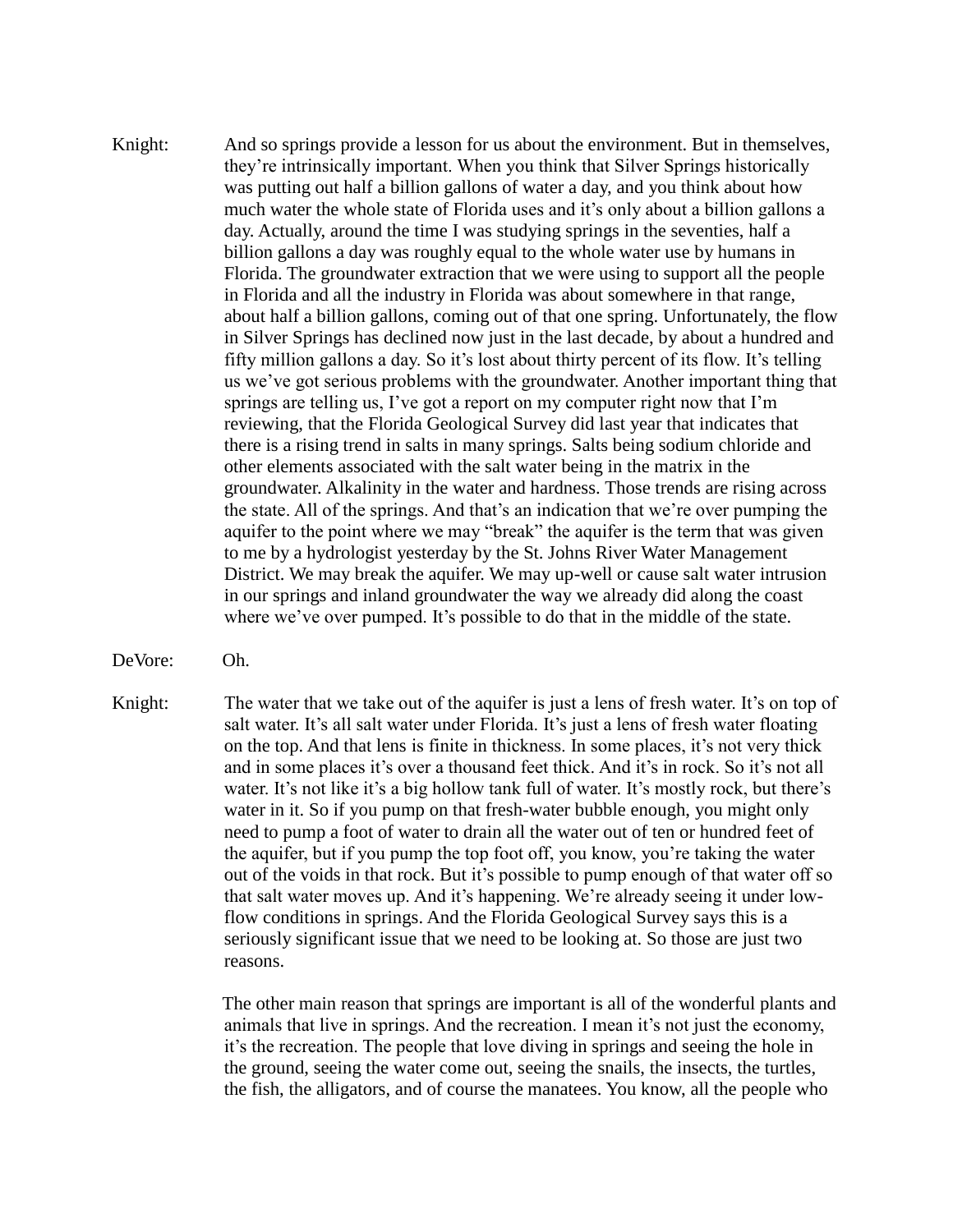Knight: And so springs provide a lesson for us about the environment. But in themselves, they're intrinsically important. When you think that Silver Springs historically was putting out half a billion gallons of water a day, and you think about how much water the whole state of Florida uses and it's only about a billion gallons a day. Actually, around the time I was studying springs in the seventies, half a billion gallons a day was roughly equal to the whole water use by humans in Florida. The groundwater extraction that we were using to support all the people in Florida and all the industry in Florida was about somewhere in that range, about half a billion gallons, coming out of that one spring. Unfortunately, the flow in Silver Springs has declined now just in the last decade, by about a hundred and fifty million gallons a day. So it's lost about thirty percent of its flow. It's telling us we've got serious problems with the groundwater. Another important thing that springs are telling us, I've got a report on my computer right now that I'm reviewing, that the Florida Geological Survey did last year that indicates that there is a rising trend in salts in many springs. Salts being sodium chloride and other elements associated with the salt water being in the matrix in the groundwater. Alkalinity in the water and hardness. Those trends are rising across the state. All of the springs. And that's an indication that we're over pumping the aquifer to the point where we may "break" the aquifer is the term that was given to me by a hydrologist yesterday by the St. Johns River Water Management District. We may break the aquifer. We may up-well or cause salt water intrusion in our springs and inland groundwater the way we already did along the coast where we've over pumped. It's possible to do that in the middle of the state.

DeVore: Oh.

Knight: The water that we take out of the aquifer is just a lens of fresh water. It's on top of salt water. It's all salt water under Florida. It's just a lens of fresh water floating on the top. And that lens is finite in thickness. In some places, it's not very thick and in some places it's over a thousand feet thick. And it's in rock. So it's not all water. It's not like it's a big hollow tank full of water. It's mostly rock, but there's water in it. So if you pump on that fresh-water bubble enough, you might only need to pump a foot of water to drain all the water out of ten or hundred feet of the aquifer, but if you pump the top foot off, you know, you're taking the water out of the voids in that rock. But it's possible to pump enough of that water off so that salt water moves up. And it's happening. We're already seeing it under low-flow conditions in springs. And the Florida Geological Survey says this is a seriously significant issue that we need to be looking at. So those are just two reasons.

The other main reason that springs are important is all of the wonderful plants and animals that live in springs. And the recreation. I mean it's not just the economy, it's the recreation. The people that love diving in springs and seeing the hole in the ground, seeing the water come out, seeing the snails, the insects, the turtles, the fish, the alligators, and of course the manatees. You know, all the people who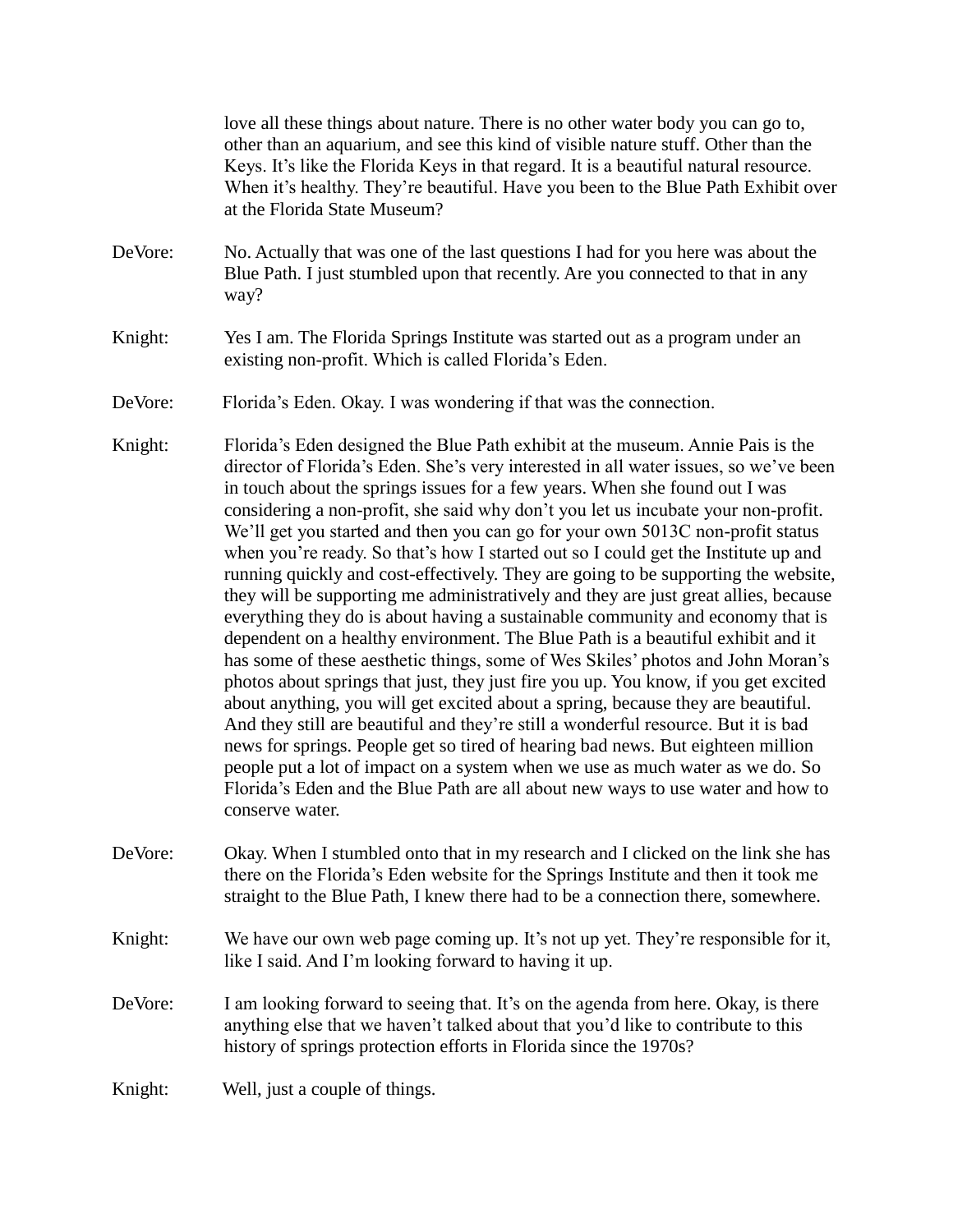love all these things about nature. There is no other water body you can go to, other than an aquarium, and see this kind of visible nature stuff. Other than the Keys. It's like the Florida Keys in that regard. It is a beautiful natural resource. When it's healthy. They're beautiful. Have you been to the Blue Path Exhibit over at the Florida State Museum?

DeVore: No. Actually that was one of the last questions I had for you here was about the Blue Path. I just stumbled upon that recently. Are you connected to that in any way?

Knight: Yes I am. The Florida Springs Institute was started out as a program under an existing non-profit. Which is called Florida's Eden.

DeVore: Florida's Eden. Okay. I was wondering if that was the connection.

Knight: Florida's Eden designed the Blue Path exhibit at the museum. Annie Pais is the director of Florida's Eden. She's very interested in all water issues, so we've been in touch about the springs issues for a few years. When she found out I was considering a non-profit, she said why don't you let us incubate your non-profit. We'll get you started and then you can go for your own 5013C non-profit status when you're ready. So that's how I started out so I could get the Institute up and running quickly and cost-effectively. They are going to be supporting the website, they will be supporting me administratively and they are just great allies, because everything they do is about having a sustainable community and economy that is dependent on a healthy environment. The Blue Path is a beautiful exhibit and it has some of these aesthetic things, some of Wes Skiles' photos and John Moran's photos about springs that just, they just fire you up. You know, if you get excited about anything, you will get excited about a spring, because they are beautiful. And they still are beautiful and they're still a wonderful resource. But it is bad news for springs. People get so tired of hearing bad news. But eighteen million people put a lot of impact on a system when we use as much water as we do. So Florida's Eden and the Blue Path are all about new ways to use water and how to conserve water.

DeVore: Okay. When I stumbled onto that in my research and I clicked on the link she has there on the Florida's Eden website for the Springs Institute and then it took me straight to the Blue Path, I knew there had to be a connection there, somewhere.

Knight: We have our own web page coming up. It's not up yet. They're responsible for it, like I said. And I'm looking forward to having it up.

DeVore: I am looking forward to seeing that. It's on the agenda from here. Okay, is there anything else that we haven't talked about that you'd like to contribute to this history of springs protection efforts in Florida since the 1970s?

Knight: Well, just a couple of things.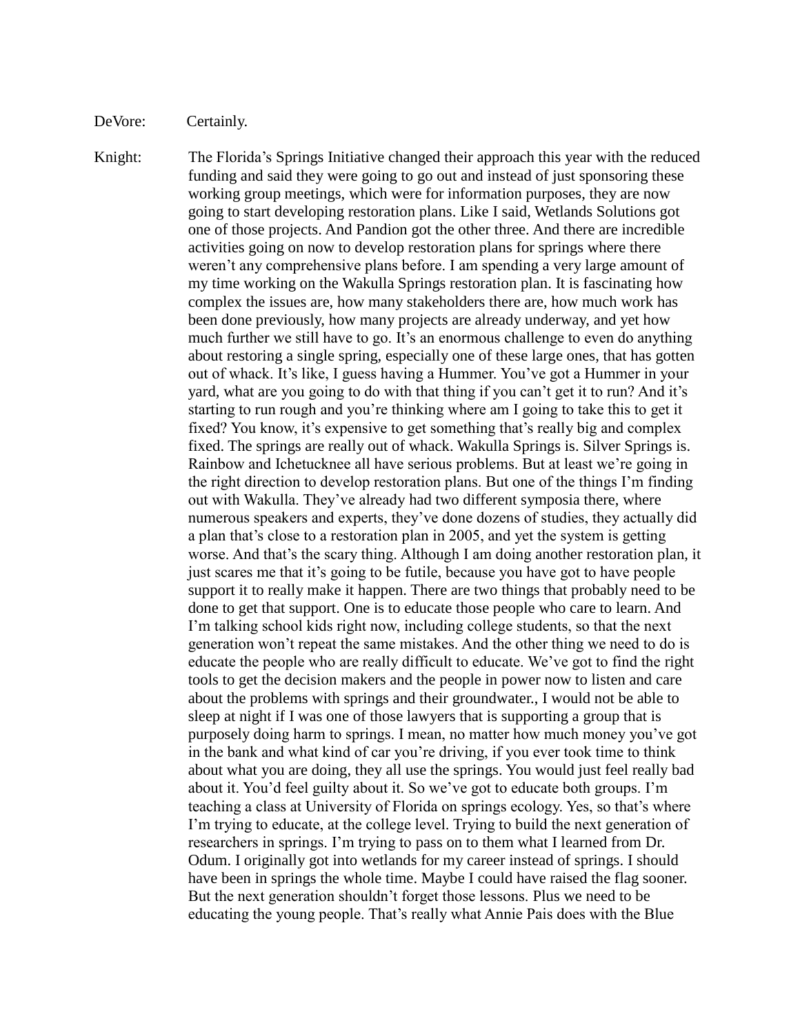DeVore: Certainly.

Knight: The Florida's Springs Initiative changed their approach this year with the reduced funding and said they were going to go out and instead of just sponsoring these working group meetings, which were for information purposes, they are now going to start developing restoration plans. Like I said, Wetlands Solutions got one of those projects. And Pandion got the other three. And there are incredible activities going on now to develop restoration plans for springs where there weren't any comprehensive plans before. I am spending a very large amount of my time working on the Wakulla Springs restoration plan. It is fascinating how complex the issues are, how many stakeholders there are, how much work has been done previously, how many projects are already underway, and yet how much further we still have to go. It's an enormous challenge to even do anything about restoring a single spring, especially one of these large ones, that has gotten out of whack. It's like, I guess having a Hummer. You've got a Hummer in your yard, what are you going to do with that thing if you can't get it to run? And it's starting to run rough and you're thinking where am I going to take this to get it fixed? You know, it's expensive to get something that's really big and complex fixed. The springs are really out of whack. Wakulla Springs is. Silver Springs is. Rainbow and Ichetucknee all have serious problems. But at least we're going in the right direction to develop restoration plans. But one of the things I'm finding out with Wakulla. They've already had two different symposia there, where numerous speakers and experts, they've done dozens of studies, they actually did a plan that's close to a restoration plan in 2005, and yet the system is getting worse. And that's the scary thing. Although I am doing another restoration plan, it just scares me that it's going to be futile, because you have got to have people support it to really make it happen. There are two things that probably need to be done to get that support. One is to educate those people who care to learn. And I'm talking school kids right now, including college students, so that the next generation won't repeat the same mistakes. And the other thing we need to do is educate the people who are really difficult to educate. We've got to find the right tools to get the decision makers and the people in power now to listen and care about the problems with springs and their groundwater., I would not be able to sleep at night if I was one of those lawyers that is supporting a group that is purposely doing harm to springs. I mean, no matter how much money you've got in the bank and what kind of car you're driving, if you ever took time to think about what you are doing, they all use the springs. You would just feel really bad about it. You'd feel guilty about it. So we've got to educate both groups. I'm teaching a class at University of Florida on springs ecology. Yes, so that's where I'm trying to educate, at the college level. Trying to build the next generation of researchers in springs. I'm trying to pass on to them what I learned from Dr. Odum. I originally got into wetlands for my career instead of springs. I should have been in springs the whole time. Maybe I could have raised the flag sooner. But the next generation shouldn't forget those lessons. Plus we need to be educating the young people. That's really what Annie Pais does with the Blue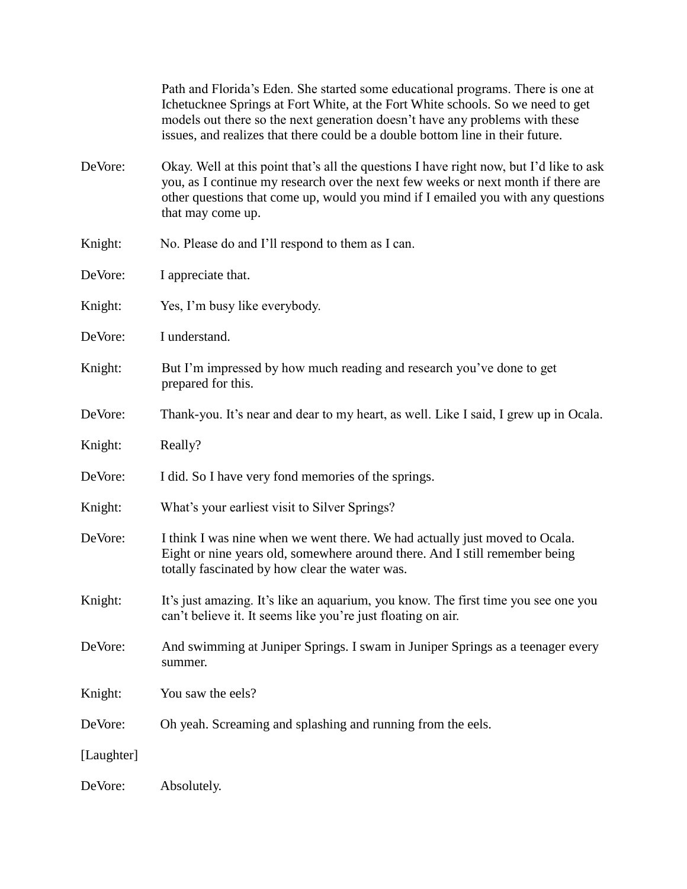Path and Florida's Eden. She started some educational programs. There is one at Ichetucknee Springs at Fort White, at the Fort White schools. So we need to get models out there so the next generation doesn't have any problems with these issues, and realizes that there could be a double bottom line in their future.

DeVore: Okay. Well at this point that's all the questions I have right now, but I'd like to ask you, as I continue my research over the next few weeks or next month if there are other questions that come up, would you mind if I emailed you with any questions that may come up.

Knight: No. Please do and I'll respond to them as I can.

DeVore: I appreciate that.

Knight: Yes, I'm busy like everybody.

DeVore: I understand.

Knight: But I'm impressed by how much reading and research you've done to get prepared for this.

DeVore: Thank-you. It's near and dear to my heart, as well. Like I said, I grew up in Ocala.

Knight: Really?

DeVore: I did. So I have very fond memories of the springs.

Knight: What's your earliest visit to Silver Springs?

DeVore: I think I was nine when we went there. We had actually just moved to Ocala. Eight or nine years old, somewhere around there. And I still remember being totally fascinated by how clear the water was.

Knight: It's just amazing. It's like an aquarium, you know. The first time you see one you can't believe it. It seems like you're just floating on air.

DeVore: And swimming at Juniper Springs. I swam in Juniper Springs as a teenager every summer.

Knight: You saw the eels?

DeVore: Oh yeah. Screaming and splashing and running from the eels.

[Laughter]

DeVore: Absolutely.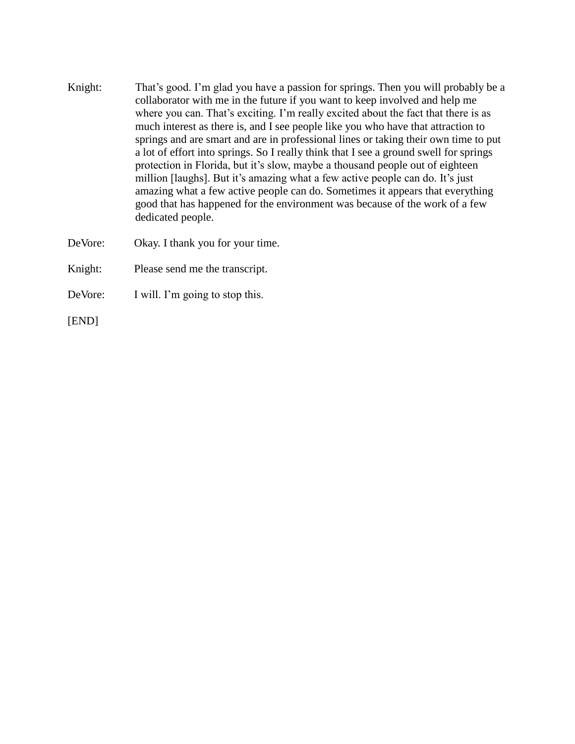Knight: That’s good. I’m glad you have a passion for springs. Then you will probably be a collaborator with me in the future if you want to keep involved and help me where you can. That’s exciting. I’m really excited about the fact that there is as much interest as there is, and I see people like you who have that attraction to springs and are smart and are in professional lines or taking their own time to put a lot of effort into springs. So I really think that I see a ground swell for springs protection in Florida, but it’s slow, maybe a thousand people out of eighteen million [laughs]. But it’s amazing what a few active people can do. It’s just amazing what a few active people can do. Sometimes it appears that everything good that has happened for the environment was because of the work of a few dedicated people.

DeVore: Okay. I thank you for your time.

Knight: Please send me the transcript.

DeVore: I will. I’m going to stop this.

[END]